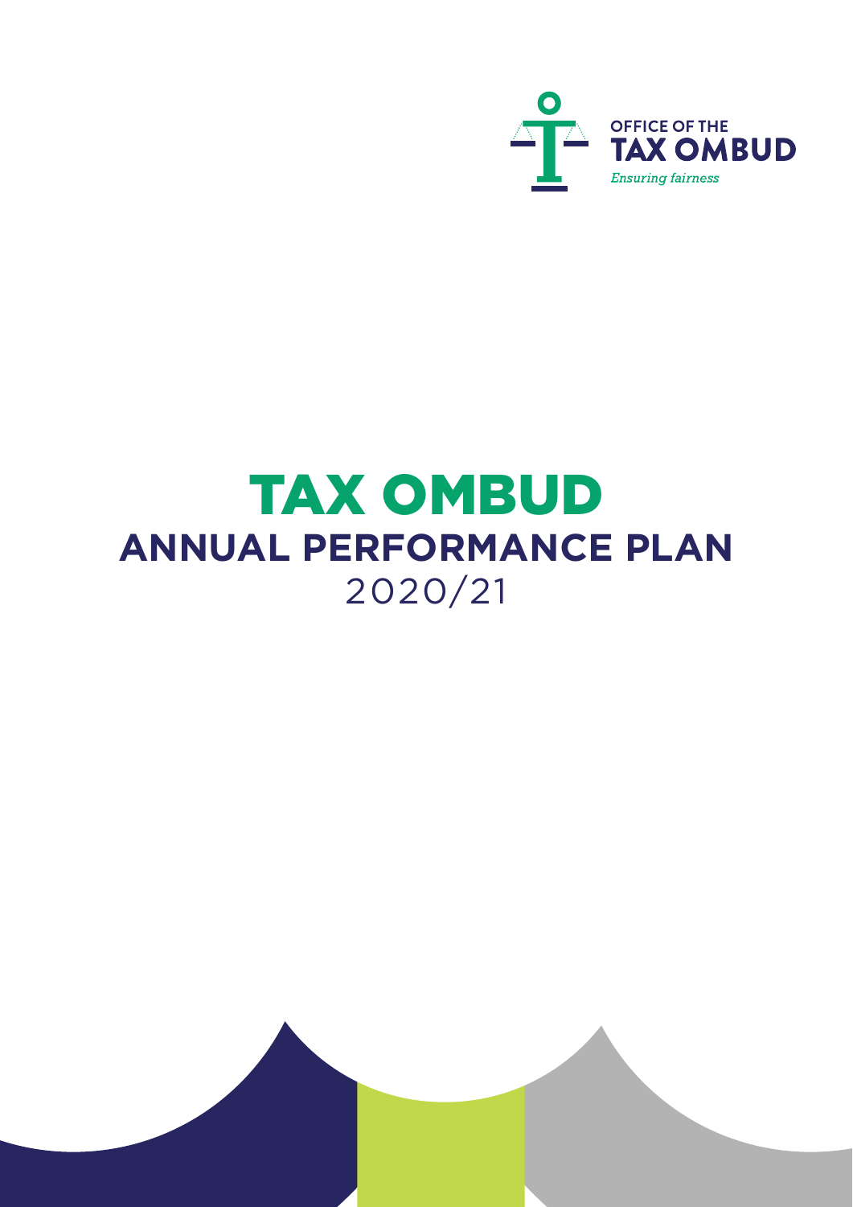OFFICE OF THE
TAX OMBUD
*Ensuring fairness*

# TAX OMBUD

## ANNUAL PERFORMANCE PLAN

2020/21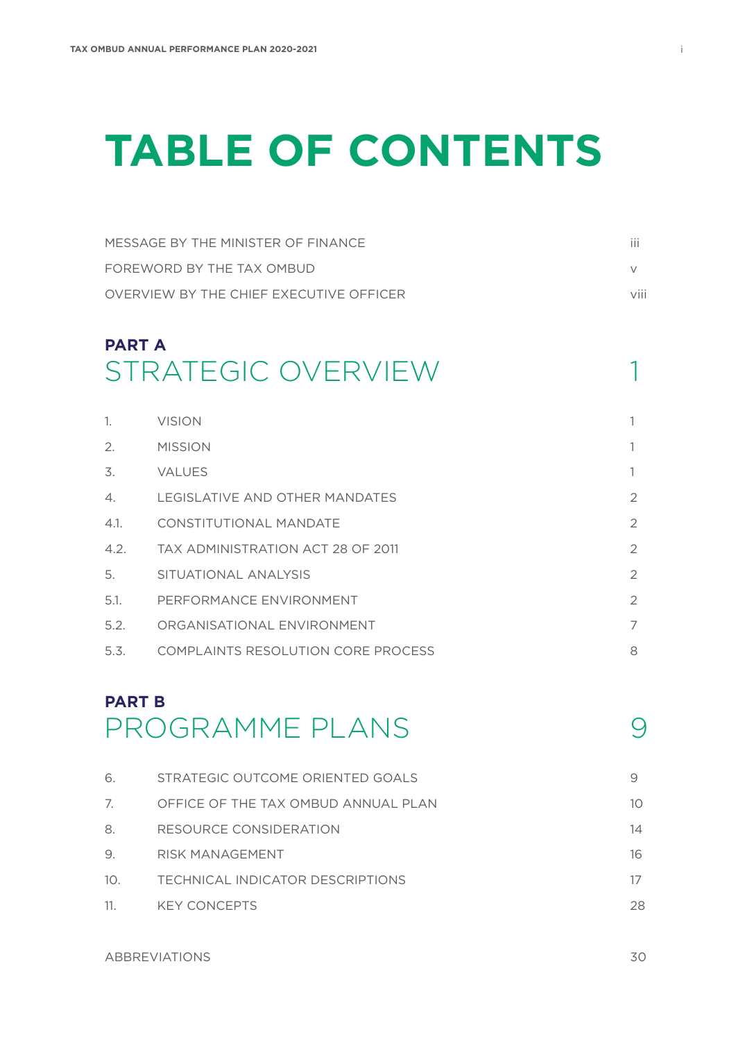# TABLE OF CONTENTS

| | |
|---|---|
| MESSAGE BY THE MINISTER OF FINANCE | iii |
| FOREWORD BY THE TAX OMBUD | v |
| OVERVIEW BY THE CHIEF EXECUTIVE OFFICER | viii |

## PART A
## STRATEGIC OVERVIEW 1

| | | |
|---|---|---|
| 1. | VISION | 1 |
| 2. | MISSION | 1 |
| 3. | VALUES | 1 |
| 4. | LEGISLATIVE AND OTHER MANDATES | 2 |
| 4.1. | CONSTITUTIONAL MANDATE | 2 |
| 4.2. | TAX ADMINISTRATION ACT 28 OF 2011 | 2 |
| 5. | SITUATIONAL ANALYSIS | 2 |
| 5.1. | PERFORMANCE ENVIRONMENT | 2 |
| 5.2. | ORGANISATIONAL ENVIRONMENT | 7 |
| 5.3. | COMPLAINTS RESOLUTION CORE PROCESS | 8 |

## PART B
## PROGRAMME PLANS 9

| | | |
|---|---|---|
| 6. | STRATEGIC OUTCOME ORIENTED GOALS | 9 |
| 7. | OFFICE OF THE TAX OMBUD ANNUAL PLAN | 10 |
| 8. | RESOURCE CONSIDERATION | 14 |
| 9. | RISK MANAGEMENT | 16 |
| 10. | TECHNICAL INDICATOR DESCRIPTIONS | 17 |
| 11. | KEY CONCEPTS | 28 |

| | |
|---|---|
| ABBREVIATIONS | 30 |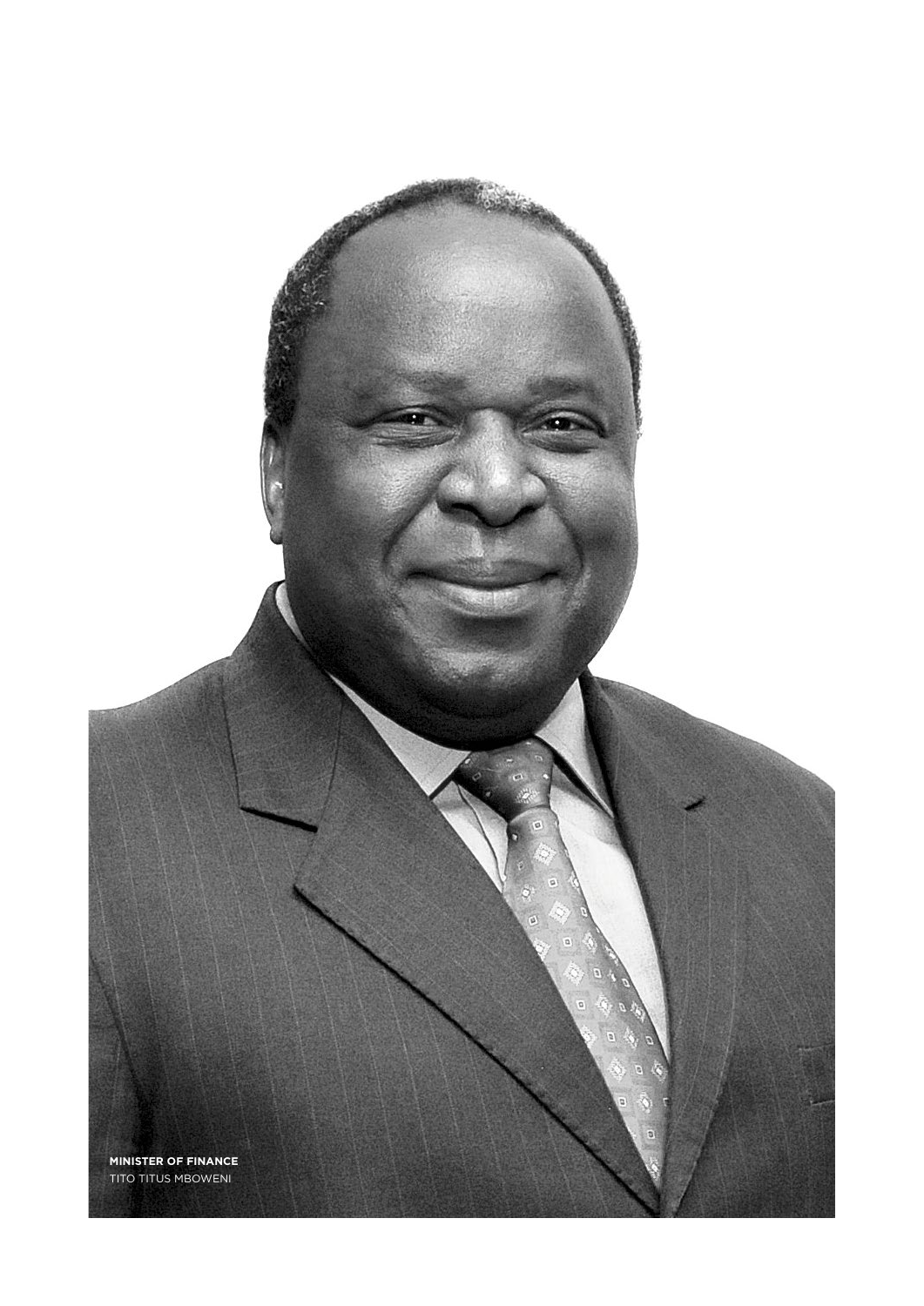**MINISTER OF FINANCE**
TITO TITUS MBOWENI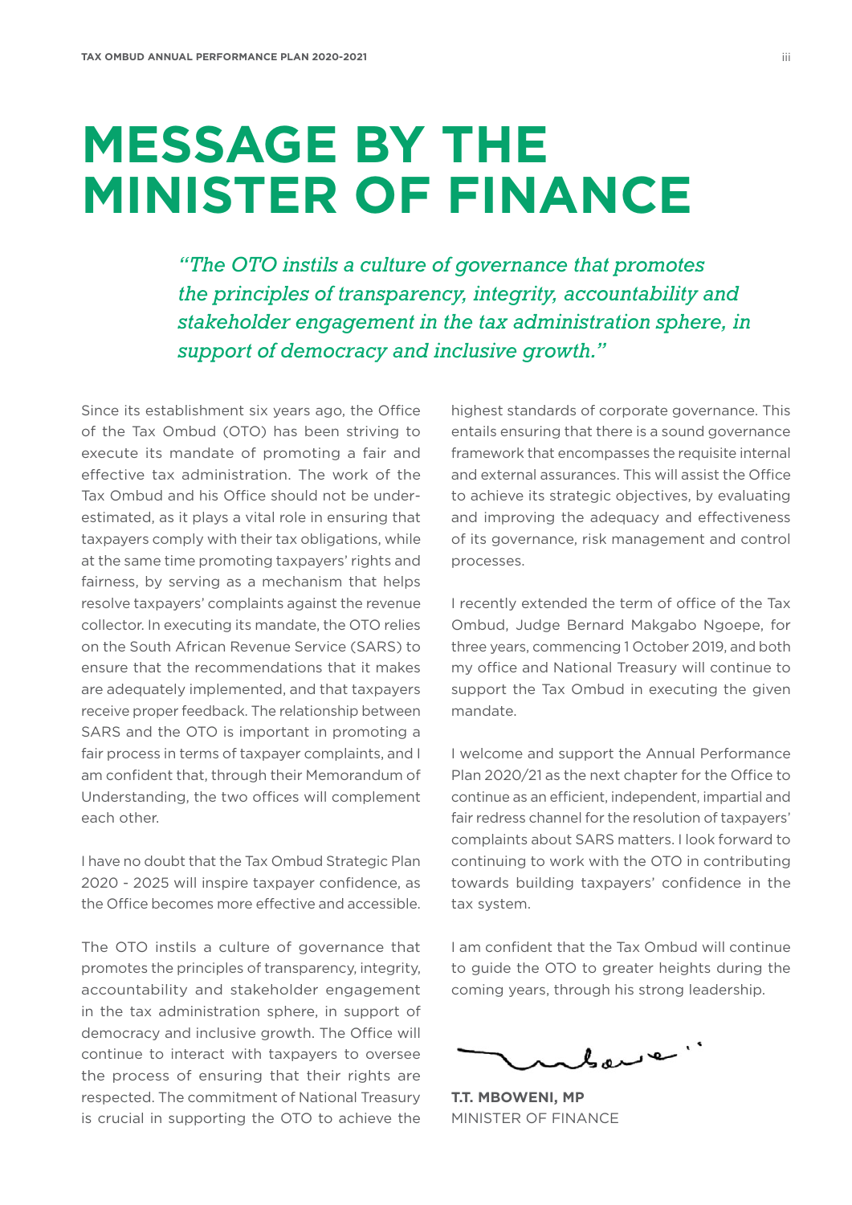# MESSAGE BY THE MINISTER OF FINANCE

*"The OTO instils a culture of governance that promotes the principles of transparency, integrity, accountability and stakeholder engagement in the tax administration sphere, in support of democracy and inclusive growth."*

Since its establishment six years ago, the Office of the Tax Ombud (OTO) has been striving to execute its mandate of promoting a fair and effective tax administration. The work of the Tax Ombud and his Office should not be underestimated, as it plays a vital role in ensuring that taxpayers comply with their tax obligations, while at the same time promoting taxpayers' rights and fairness, by serving as a mechanism that helps resolve taxpayers' complaints against the revenue collector. In executing its mandate, the OTO relies on the South African Revenue Service (SARS) to ensure that the recommendations that it makes are adequately implemented, and that taxpayers receive proper feedback. The relationship between SARS and the OTO is important in promoting a fair process in terms of taxpayer complaints, and I am confident that, through their Memorandum of Understanding, the two offices will complement each other.

I have no doubt that the Tax Ombud Strategic Plan 2020 - 2025 will inspire taxpayer confidence, as the Office becomes more effective and accessible.

The OTO instils a culture of governance that promotes the principles of transparency, integrity, accountability and stakeholder engagement in the tax administration sphere, in support of democracy and inclusive growth. The Office will continue to interact with taxpayers to oversee the process of ensuring that their rights are respected. The commitment of National Treasury is crucial in supporting the OTO to achieve the highest standards of corporate governance. This entails ensuring that there is a sound governance framework that encompasses the requisite internal and external assurances. This will assist the Office to achieve its strategic objectives, by evaluating and improving the adequacy and effectiveness of its governance, risk management and control processes.

I recently extended the term of office of the Tax Ombud, Judge Bernard Makgabo Ngoepe, for three years, commencing 1 October 2019, and both my office and National Treasury will continue to support the Tax Ombud in executing the given mandate.

I welcome and support the Annual Performance Plan 2020/21 as the next chapter for the Office to continue as an efficient, independent, impartial and fair redress channel for the resolution of taxpayers' complaints about SARS matters. I look forward to continuing to work with the OTO in contributing towards building taxpayers' confidence in the tax system.

I am confident that the Tax Ombud will continue to guide the OTO to greater heights during the coming years, through his strong leadership.

**T.T. MBOWENI, MP**
MINISTER OF FINANCE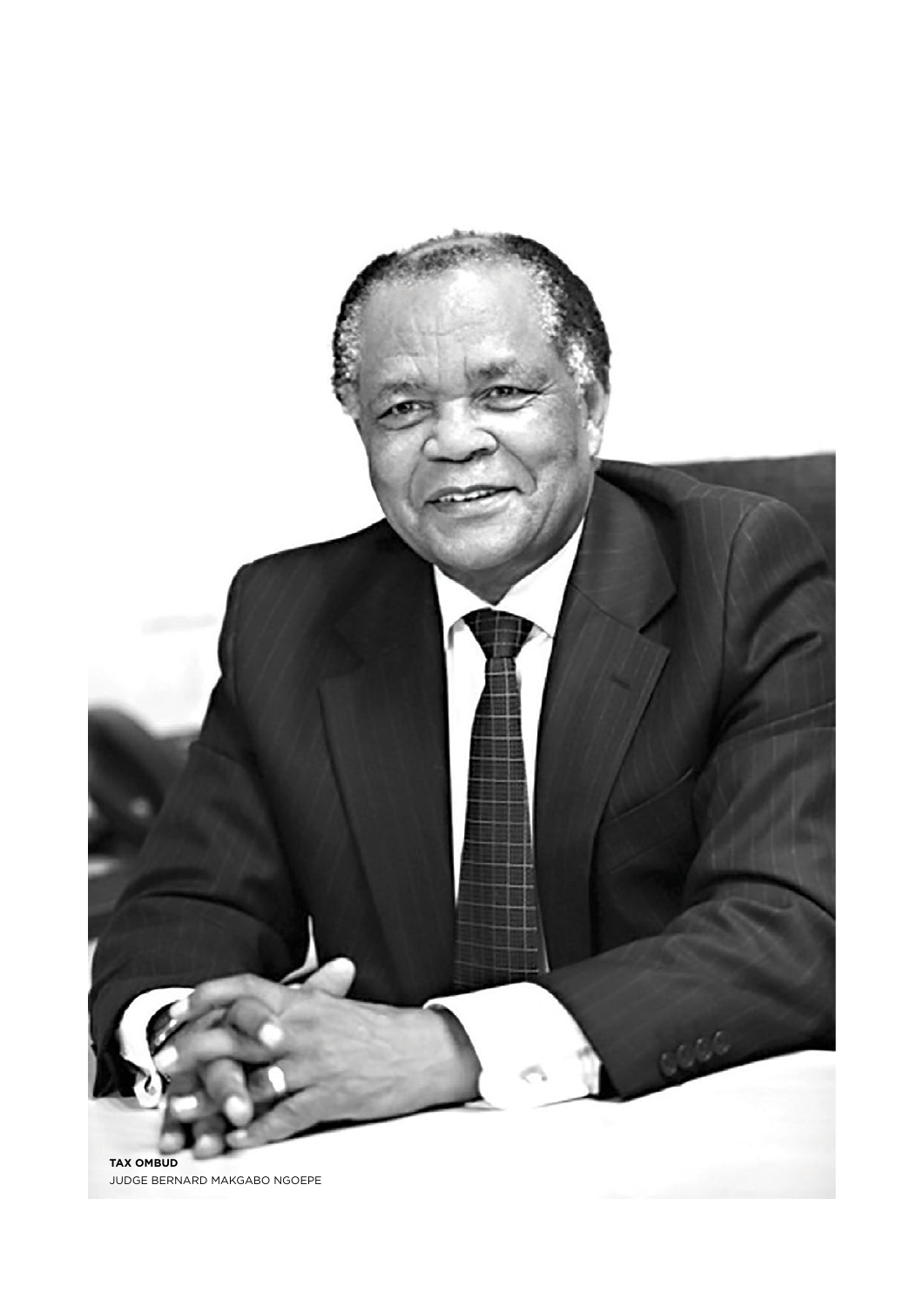**TAX OMBUD**
JUDGE BERNARD MAKGABO NGOEPE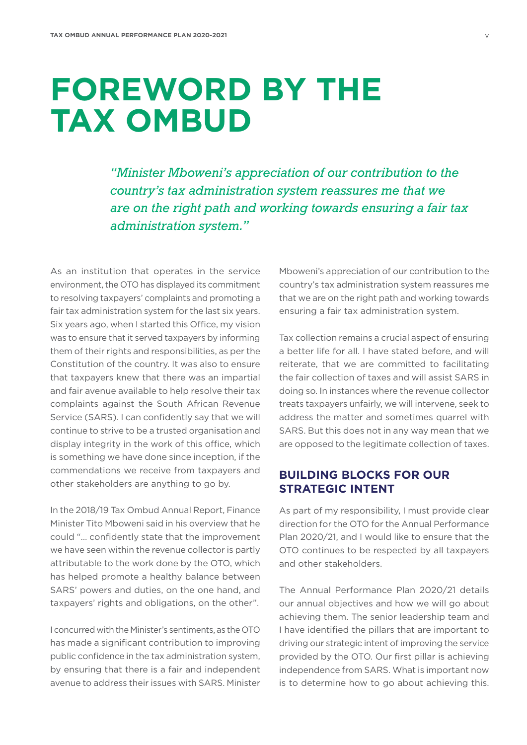# FOREWORD BY THE TAX OMBUD

*"Minister Mboweni's appreciation of our contribution to the country's tax administration system reassures me that we are on the right path and working towards ensuring a fair tax administration system."*

As an institution that operates in the service environment, the OTO has displayed its commitment to resolving taxpayers' complaints and promoting a fair tax administration system for the last six years. Six years ago, when I started this Office, my vision was to ensure that it served taxpayers by informing them of their rights and responsibilities, as per the Constitution of the country. It was also to ensure that taxpayers knew that there was an impartial and fair avenue available to help resolve their tax complaints against the South African Revenue Service (SARS). I can confidently say that we will continue to strive to be a trusted organisation and display integrity in the work of this office, which is something we have done since inception, if the commendations we receive from taxpayers and other stakeholders are anything to go by.

In the 2018/19 Tax Ombud Annual Report, Finance Minister Tito Mboweni said in his overview that he could "... confidently state that the improvement we have seen within the revenue collector is partly attributable to the work done by the OTO, which has helped promote a healthy balance between SARS' powers and duties, on the one hand, and taxpayers' rights and obligations, on the other".

I concurred with the Minister's sentiments, as the OTO has made a significant contribution to improving public confidence in the tax administration system, by ensuring that there is a fair and independent avenue to address their issues with SARS. Minister Mboweni's appreciation of our contribution to the country's tax administration system reassures me that we are on the right path and working towards ensuring a fair tax administration system.

Tax collection remains a crucial aspect of ensuring a better life for all. I have stated before, and will reiterate, that we are committed to facilitating the fair collection of taxes and will assist SARS in doing so. In instances where the revenue collector treats taxpayers unfairly, we will intervene, seek to address the matter and sometimes quarrel with SARS. But this does not in any way mean that we are opposed to the legitimate collection of taxes.

## BUILDING BLOCKS FOR OUR STRATEGIC INTENT

As part of my responsibility, I must provide clear direction for the OTO for the Annual Performance Plan 2020/21, and I would like to ensure that the OTO continues to be respected by all taxpayers and other stakeholders.

The Annual Performance Plan 2020/21 details our annual objectives and how we will go about achieving them. The senior leadership team and I have identified the pillars that are important to driving our strategic intent of improving the service provided by the OTO. Our first pillar is achieving independence from SARS. What is important now is to determine how to go about achieving this.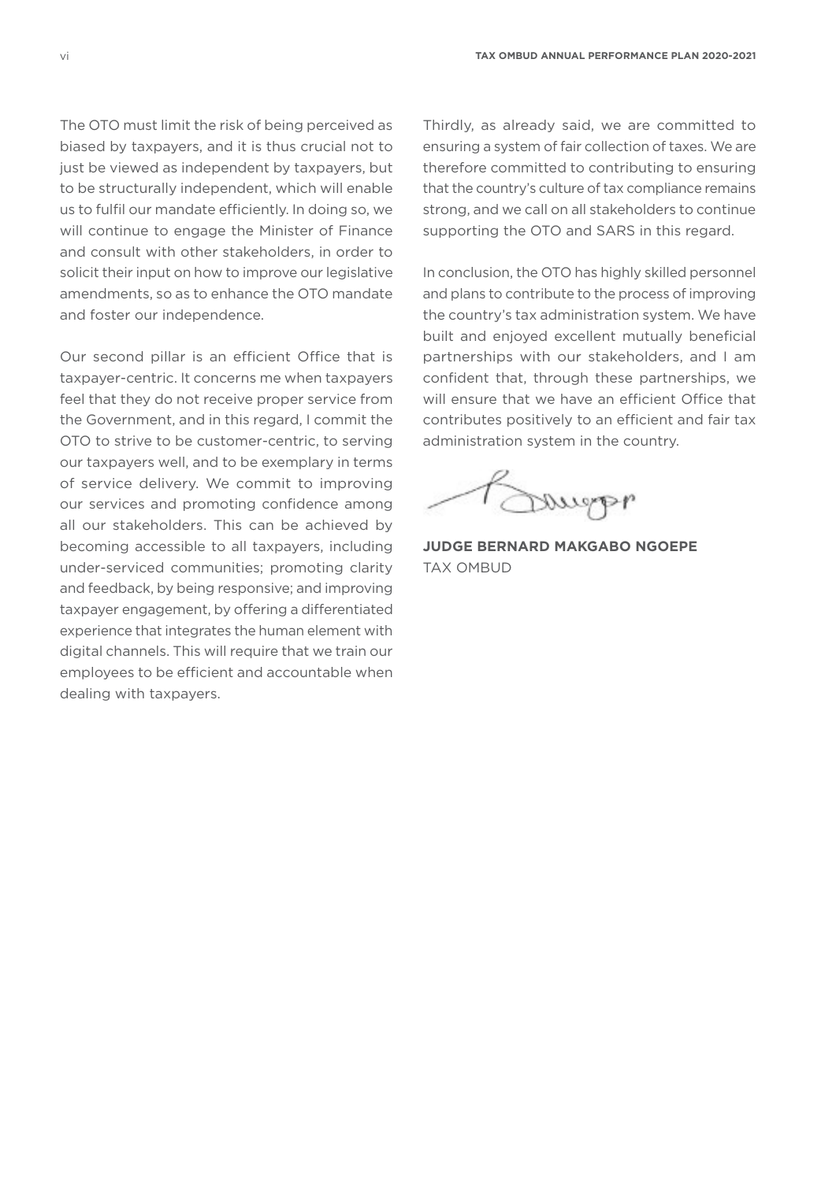The OTO must limit the risk of being perceived as biased by taxpayers, and it is thus crucial not to just be viewed as independent by taxpayers, but to be structurally independent, which will enable us to fulfil our mandate efficiently. In doing so, we will continue to engage the Minister of Finance and consult with other stakeholders, in order to solicit their input on how to improve our legislative amendments, so as to enhance the OTO mandate and foster our independence.

Our second pillar is an efficient Office that is taxpayer-centric. It concerns me when taxpayers feel that they do not receive proper service from the Government, and in this regard, I commit the OTO to strive to be customer-centric, to serving our taxpayers well, and to be exemplary in terms of service delivery. We commit to improving our services and promoting confidence among all our stakeholders. This can be achieved by becoming accessible to all taxpayers, including under-serviced communities; promoting clarity and feedback, by being responsive; and improving taxpayer engagement, by offering a differentiated experience that integrates the human element with digital channels. This will require that we train our employees to be efficient and accountable when dealing with taxpayers.

Thirdly, as already said, we are committed to ensuring a system of fair collection of taxes. We are therefore committed to contributing to ensuring that the country's culture of tax compliance remains strong, and we call on all stakeholders to continue supporting the OTO and SARS in this regard.

In conclusion, the OTO has highly skilled personnel and plans to contribute to the process of improving the country's tax administration system. We have built and enjoyed excellent mutually beneficial partnerships with our stakeholders, and I am confident that, through these partnerships, we will ensure that we have an efficient Office that contributes positively to an efficient and fair tax administration system in the country.

**JUDGE BERNARD MAKGABO NGOEPE**
TAX OMBUD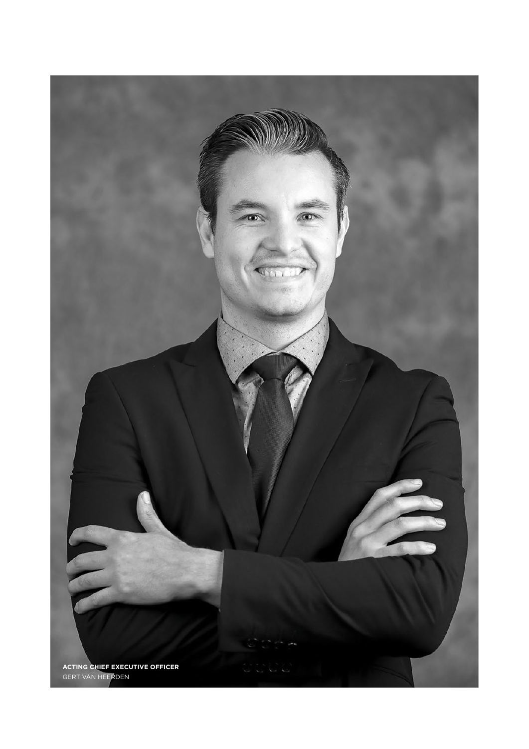**ACTING CHIEF EXECUTIVE OFFICER**
GERT VAN HEERDEN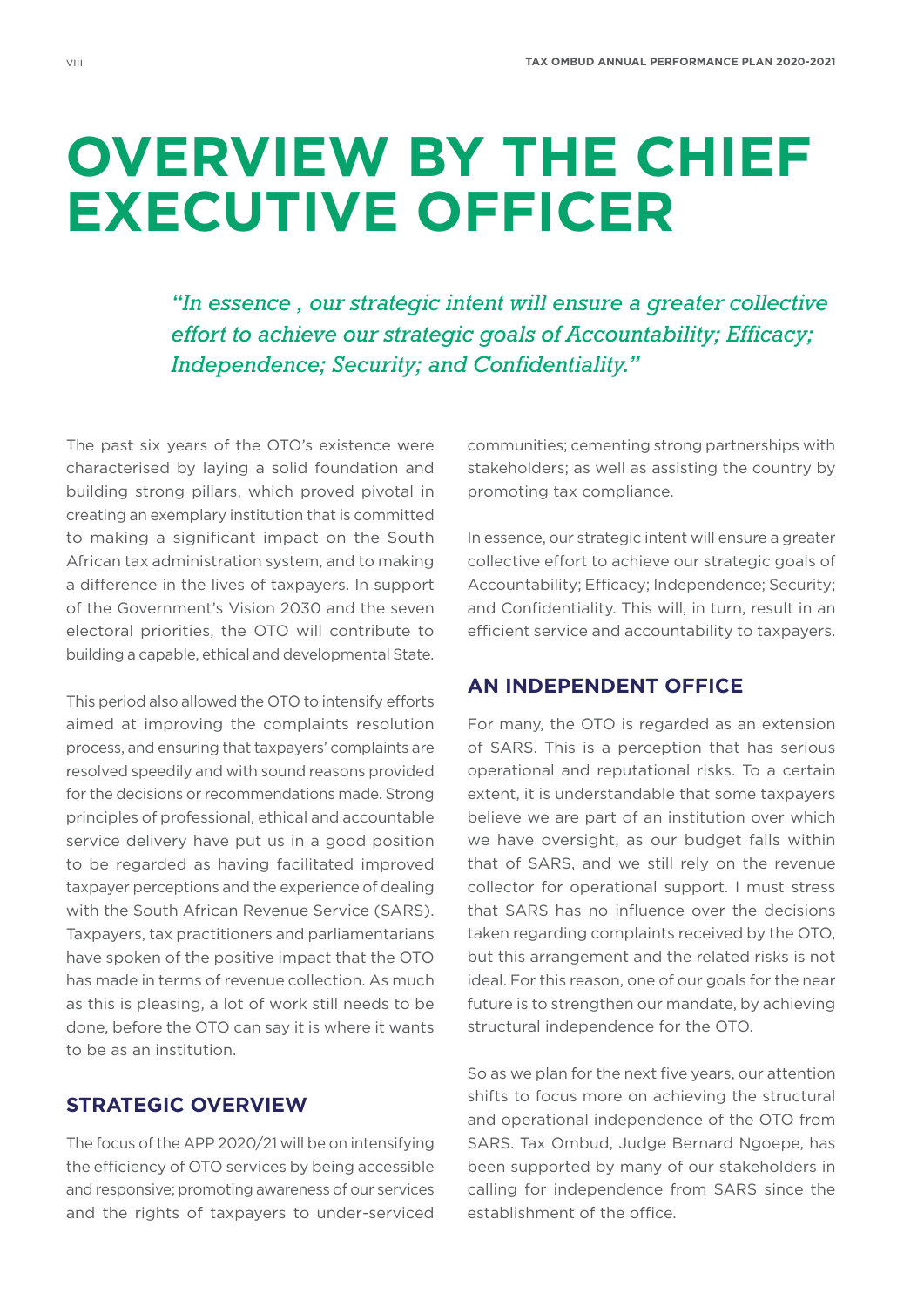# OVERVIEW BY THE CHIEF EXECUTIVE OFFICER

*"In essence , our strategic intent will ensure a greater collective effort to achieve our strategic goals of Accountability; Efficacy; Independence; Security; and Confidentiality."*

The past six years of the OTO's existence were characterised by laying a solid foundation and building strong pillars, which proved pivotal in creating an exemplary institution that is committed to making a significant impact on the South African tax administration system, and to making a difference in the lives of taxpayers. In support of the Government's Vision 2030 and the seven electoral priorities, the OTO will contribute to building a capable, ethical and developmental State.

This period also allowed the OTO to intensify efforts aimed at improving the complaints resolution process, and ensuring that taxpayers' complaints are resolved speedily and with sound reasons provided for the decisions or recommendations made. Strong principles of professional, ethical and accountable service delivery have put us in a good position to be regarded as having facilitated improved taxpayer perceptions and the experience of dealing with the South African Revenue Service (SARS). Taxpayers, tax practitioners and parliamentarians have spoken of the positive impact that the OTO has made in terms of revenue collection. As much as this is pleasing, a lot of work still needs to be done, before the OTO can say it is where it wants to be as an institution.

## STRATEGIC OVERVIEW

The focus of the APP 2020/21 will be on intensifying the efficiency of OTO services by being accessible and responsive; promoting awareness of our services and the rights of taxpayers to under-serviced communities; cementing strong partnerships with stakeholders; as well as assisting the country by promoting tax compliance.

In essence, our strategic intent will ensure a greater collective effort to achieve our strategic goals of Accountability; Efficacy; Independence; Security; and Confidentiality. This will, in turn, result in an efficient service and accountability to taxpayers.

## AN INDEPENDENT OFFICE

For many, the OTO is regarded as an extension of SARS. This is a perception that has serious operational and reputational risks. To a certain extent, it is understandable that some taxpayers believe we are part of an institution over which we have oversight, as our budget falls within that of SARS, and we still rely on the revenue collector for operational support. I must stress that SARS has no influence over the decisions taken regarding complaints received by the OTO, but this arrangement and the related risks is not ideal. For this reason, one of our goals for the near future is to strengthen our mandate, by achieving structural independence for the OTO.

So as we plan for the next five years, our attention shifts to focus more on achieving the structural and operational independence of the OTO from SARS. Tax Ombud, Judge Bernard Ngoepe, has been supported by many of our stakeholders in calling for independence from SARS since the establishment of the office.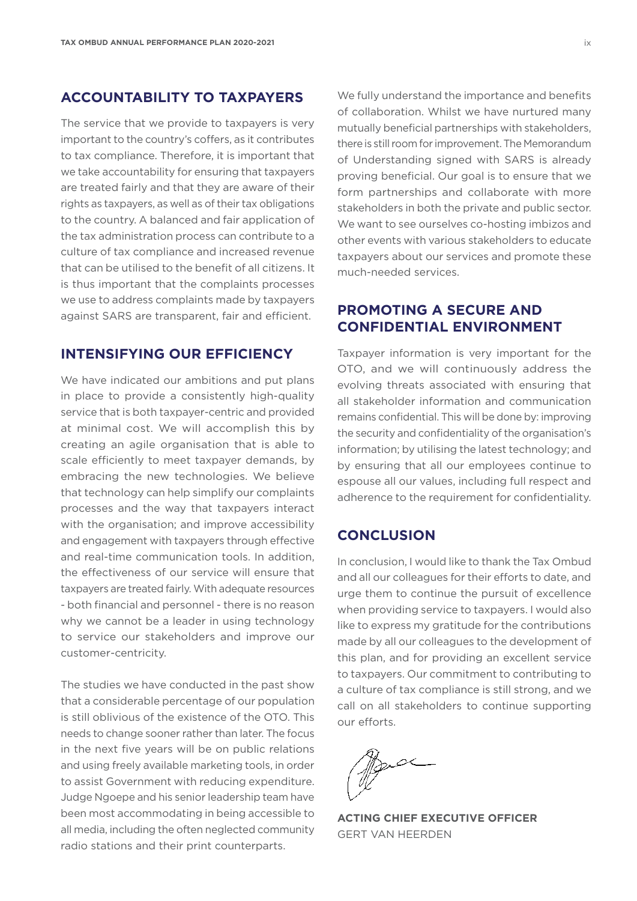## ACCOUNTABILITY TO TAXPAYERS

The service that we provide to taxpayers is very important to the country's coffers, as it contributes to tax compliance. Therefore, it is important that we take accountability for ensuring that taxpayers are treated fairly and that they are aware of their rights as taxpayers, as well as of their tax obligations to the country. A balanced and fair application of the tax administration process can contribute to a culture of tax compliance and increased revenue that can be utilised to the benefit of all citizens. It is thus important that the complaints processes we use to address complaints made by taxpayers against SARS are transparent, fair and efficient.

## INTENSIFYING OUR EFFICIENCY

We have indicated our ambitions and put plans in place to provide a consistently high-quality service that is both taxpayer-centric and provided at minimal cost. We will accomplish this by creating an agile organisation that is able to scale efficiently to meet taxpayer demands, by embracing the new technologies. We believe that technology can help simplify our complaints processes and the way that taxpayers interact with the organisation; and improve accessibility and engagement with taxpayers through effective and real-time communication tools. In addition, the effectiveness of our service will ensure that taxpayers are treated fairly. With adequate resources - both financial and personnel - there is no reason why we cannot be a leader in using technology to service our stakeholders and improve our customer-centricity.

The studies we have conducted in the past show that a considerable percentage of our population is still oblivious of the existence of the OTO. This needs to change sooner rather than later. The focus in the next five years will be on public relations and using freely available marketing tools, in order to assist Government with reducing expenditure. Judge Ngoepe and his senior leadership team have been most accommodating in being accessible to all media, including the often neglected community radio stations and their print counterparts.

We fully understand the importance and benefits of collaboration. Whilst we have nurtured many mutually beneficial partnerships with stakeholders, there is still room for improvement. The Memorandum of Understanding signed with SARS is already proving beneficial. Our goal is to ensure that we form partnerships and collaborate with more stakeholders in both the private and public sector. We want to see ourselves co-hosting imbizos and other events with various stakeholders to educate taxpayers about our services and promote these much-needed services.

## PROMOTING A SECURE AND CONFIDENTIAL ENVIRONMENT

Taxpayer information is very important for the OTO, and we will continuously address the evolving threats associated with ensuring that all stakeholder information and communication remains confidential. This will be done by: improving the security and confidentiality of the organisation's information; by utilising the latest technology; and by ensuring that all our employees continue to espouse all our values, including full respect and adherence to the requirement for confidentiality.

## CONCLUSION

In conclusion, I would like to thank the Tax Ombud and all our colleagues for their efforts to date, and urge them to continue the pursuit of excellence when providing service to taxpayers. I would also like to express my gratitude for the contributions made by all our colleagues to the development of this plan, and for providing an excellent service to taxpayers. Our commitment to contributing to a culture of tax compliance is still strong, and we call on all stakeholders to continue supporting our efforts.

**ACTING CHIEF EXECUTIVE OFFICER**
GERT VAN HEERDEN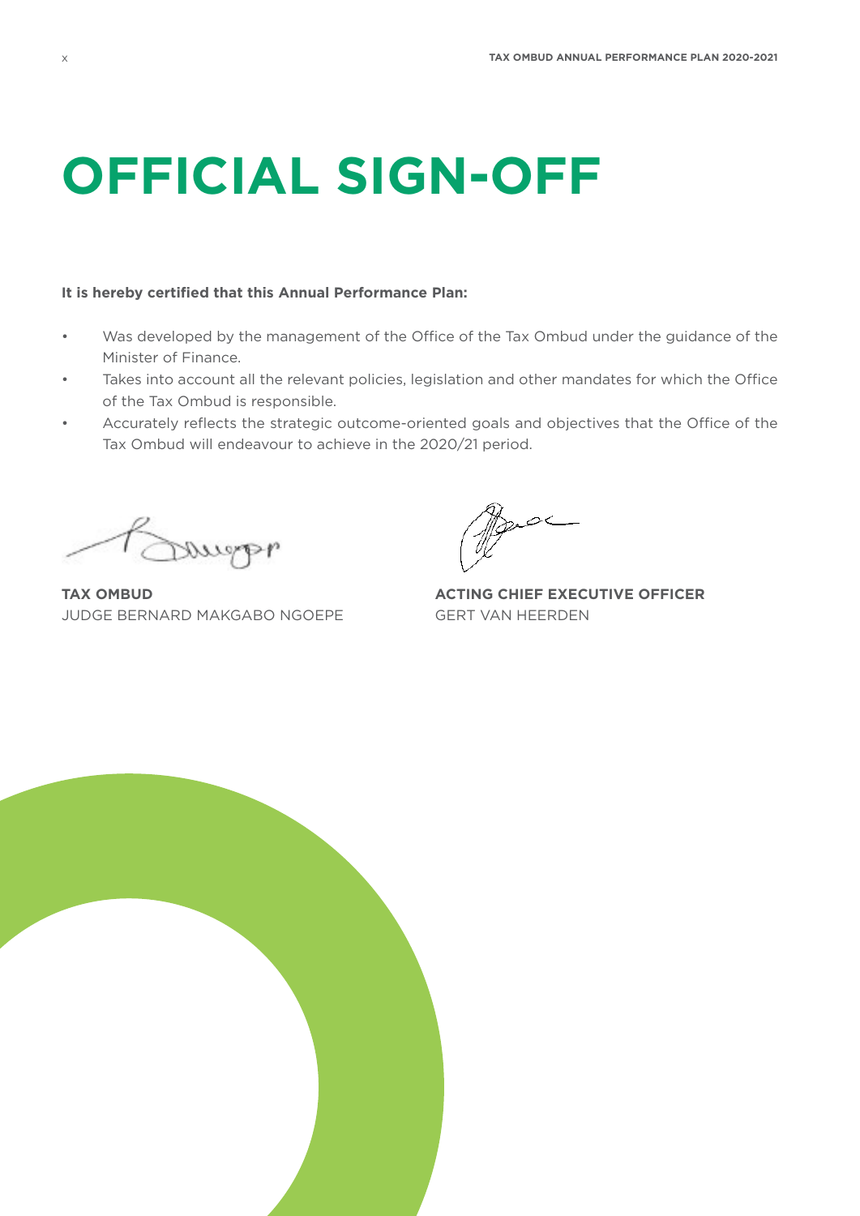# OFFICIAL SIGN-OFF

**It is hereby certified that this Annual Performance Plan:**

- Was developed by the management of the Office of the Tax Ombud under the guidance of the Minister of Finance.
- Takes into account all the relevant policies, legislation and other mandates for which the Office of the Tax Ombud is responsible.
- Accurately reflects the strategic outcome-oriented goals and objectives that the Office of the Tax Ombud will endeavour to achieve in the 2020/21 period.

**TAX OMBUD**
JUDGE BERNARD MAKGABO NGOEPE

**ACTING CHIEF EXECUTIVE OFFICER**
GERT VAN HEERDEN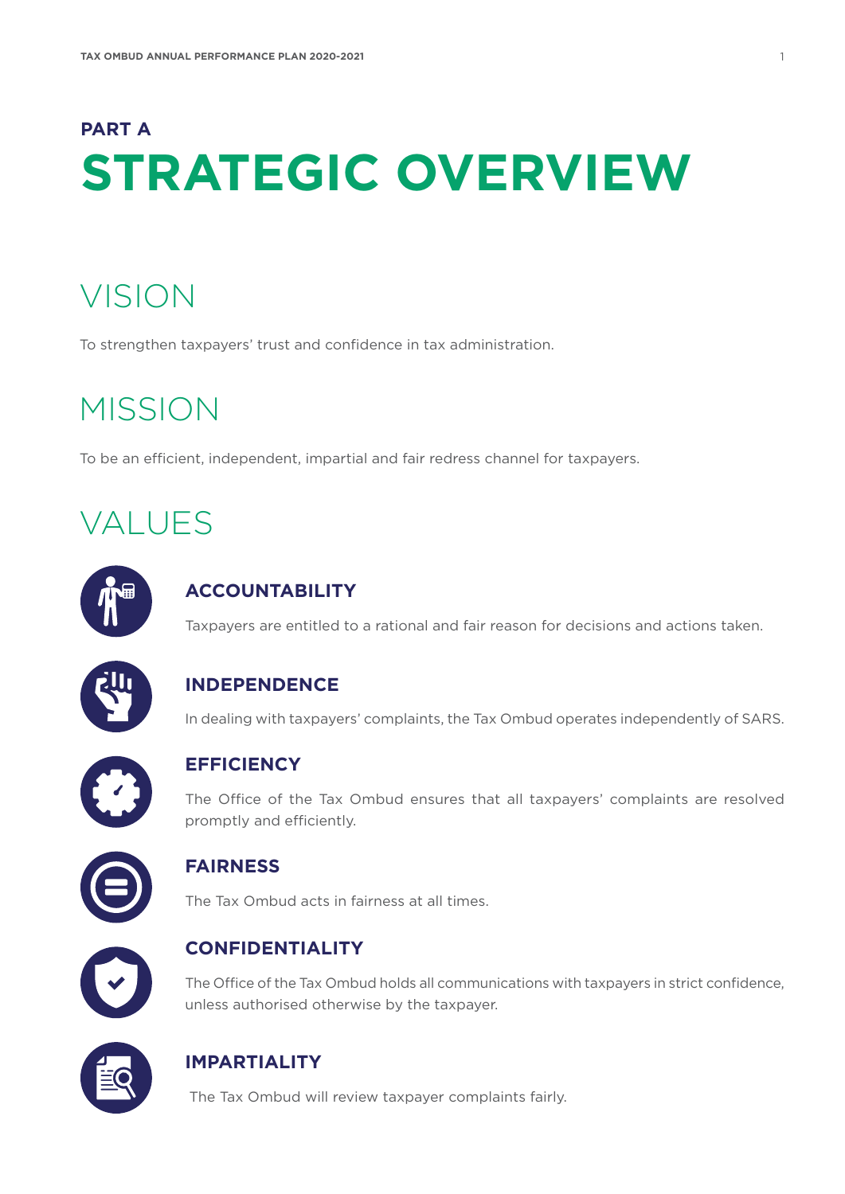## PART A

# STRATEGIC OVERVIEW

## VISION

To strengthen taxpayers' trust and confidence in tax administration.

## MISSION

To be an efficient, independent, impartial and fair redress channel for taxpayers.

## VALUES

### ACCOUNTABILITY

Taxpayers are entitled to a rational and fair reason for decisions and actions taken.

### INDEPENDENCE

In dealing with taxpayers' complaints, the Tax Ombud operates independently of SARS.

### EFFICIENCY

The Office of the Tax Ombud ensures that all taxpayers' complaints are resolved promptly and efficiently.

### FAIRNESS

The Tax Ombud acts in fairness at all times.

### CONFIDENTIALITY

The Office of the Tax Ombud holds all communications with taxpayers in strict confidence, unless authorised otherwise by the taxpayer.

### IMPARTIALITY

The Tax Ombud will review taxpayer complaints fairly.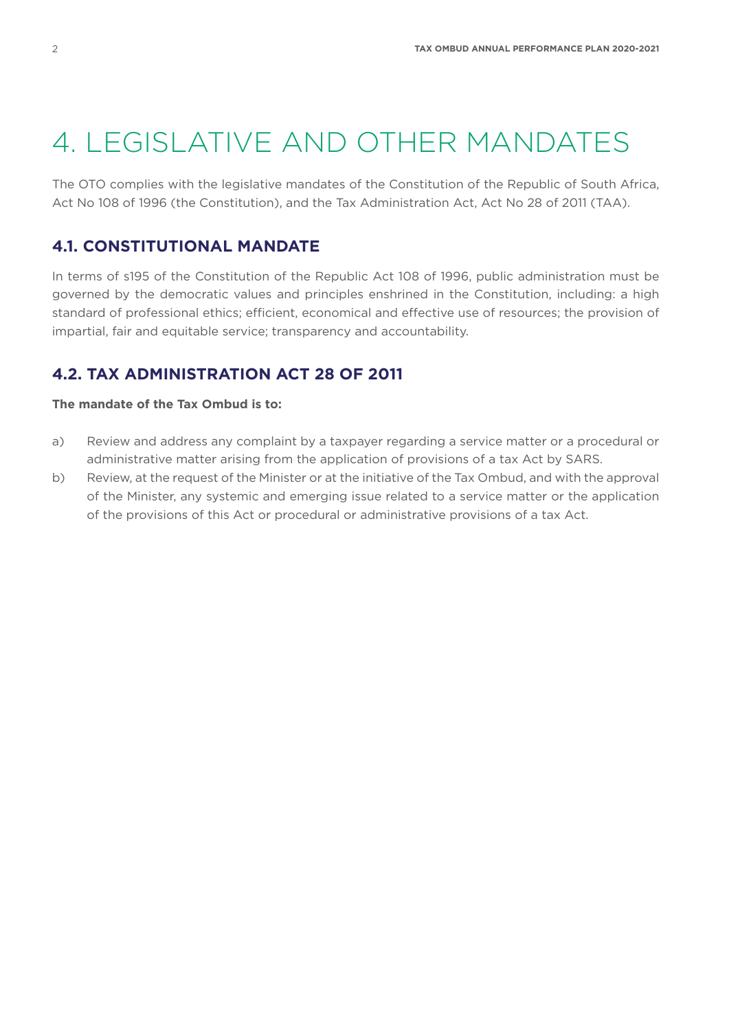# 4. LEGISLATIVE AND OTHER MANDATES

The OTO complies with the legislative mandates of the Constitution of the Republic of South Africa, Act No 108 of 1996 (the Constitution), and the Tax Administration Act, Act No 28 of 2011 (TAA).

## 4.1. CONSTITUTIONAL MANDATE

In terms of s195 of the Constitution of the Republic Act 108 of 1996, public administration must be governed by the democratic values and principles enshrined in the Constitution, including: a high standard of professional ethics; efficient, economical and effective use of resources; the provision of impartial, fair and equitable service; transparency and accountability.

## 4.2. TAX ADMINISTRATION ACT 28 OF 2011

**The mandate of the Tax Ombud is to:**

a) Review and address any complaint by a taxpayer regarding a service matter or a procedural or administrative matter arising from the application of provisions of a tax Act by SARS.

b) Review, at the request of the Minister or at the initiative of the Tax Ombud, and with the approval of the Minister, any systemic and emerging issue related to a service matter or the application of the provisions of this Act or procedural or administrative provisions of a tax Act.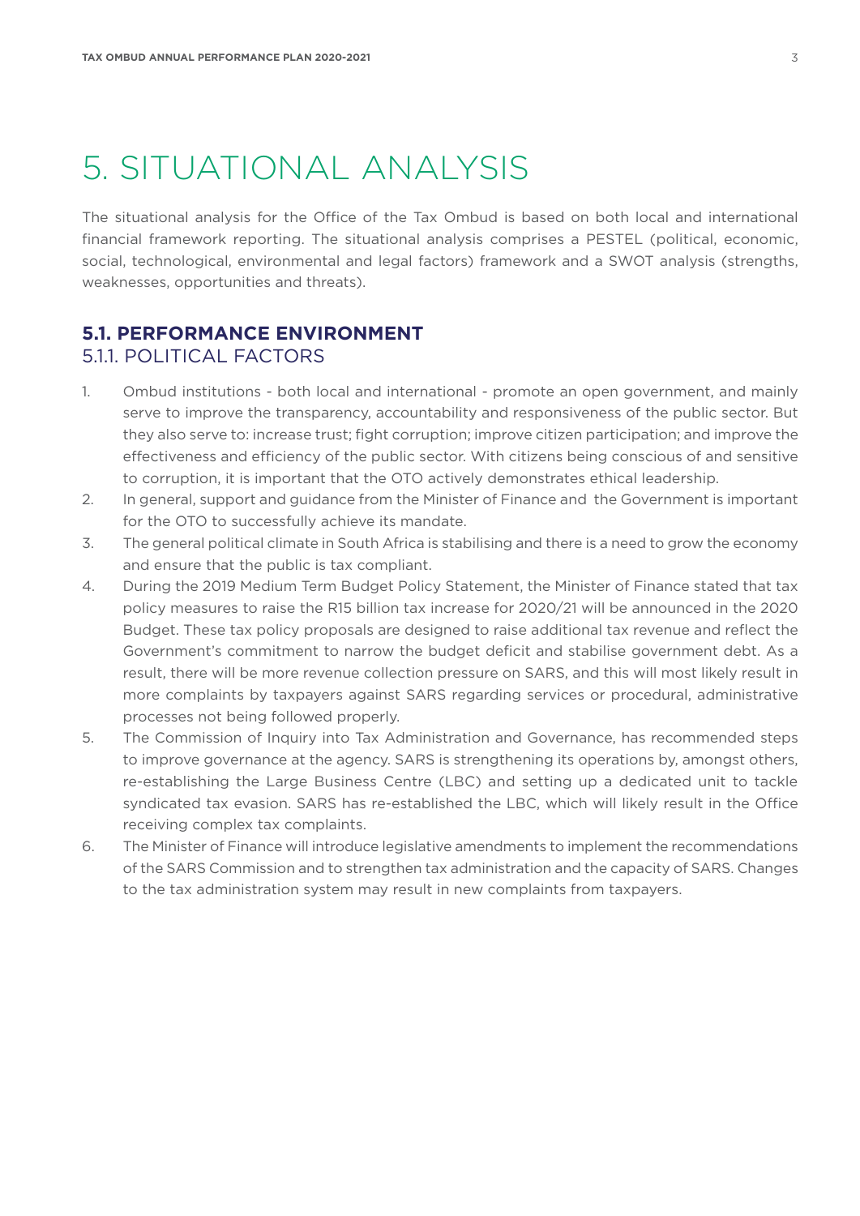# 5. SITUATIONAL ANALYSIS

The situational analysis for the Office of the Tax Ombud is based on both local and international financial framework reporting. The situational analysis comprises a PESTEL (political, economic, social, technological, environmental and legal factors) framework and a SWOT analysis (strengths, weaknesses, opportunities and threats).

## 5.1. PERFORMANCE ENVIRONMENT

### 5.1.1. POLITICAL FACTORS

1. Ombud institutions - both local and international - promote an open government, and mainly serve to improve the transparency, accountability and responsiveness of the public sector. But they also serve to: increase trust; fight corruption; improve citizen participation; and improve the effectiveness and efficiency of the public sector. With citizens being conscious of and sensitive to corruption, it is important that the OTO actively demonstrates ethical leadership.
2. In general, support and guidance from the Minister of Finance and the Government is important for the OTO to successfully achieve its mandate.
3. The general political climate in South Africa is stabilising and there is a need to grow the economy and ensure that the public is tax compliant.
4. During the 2019 Medium Term Budget Policy Statement, the Minister of Finance stated that tax policy measures to raise the R15 billion tax increase for 2020/21 will be announced in the 2020 Budget. These tax policy proposals are designed to raise additional tax revenue and reflect the Government's commitment to narrow the budget deficit and stabilise government debt. As a result, there will be more revenue collection pressure on SARS, and this will most likely result in more complaints by taxpayers against SARS regarding services or procedural, administrative processes not being followed properly.
5. The Commission of Inquiry into Tax Administration and Governance, has recommended steps to improve governance at the agency. SARS is strengthening its operations by, amongst others, re-establishing the Large Business Centre (LBC) and setting up a dedicated unit to tackle syndicated tax evasion. SARS has re-established the LBC, which will likely result in the Office receiving complex tax complaints.
6. The Minister of Finance will introduce legislative amendments to implement the recommendations of the SARS Commission and to strengthen tax administration and the capacity of SARS. Changes to the tax administration system may result in new complaints from taxpayers.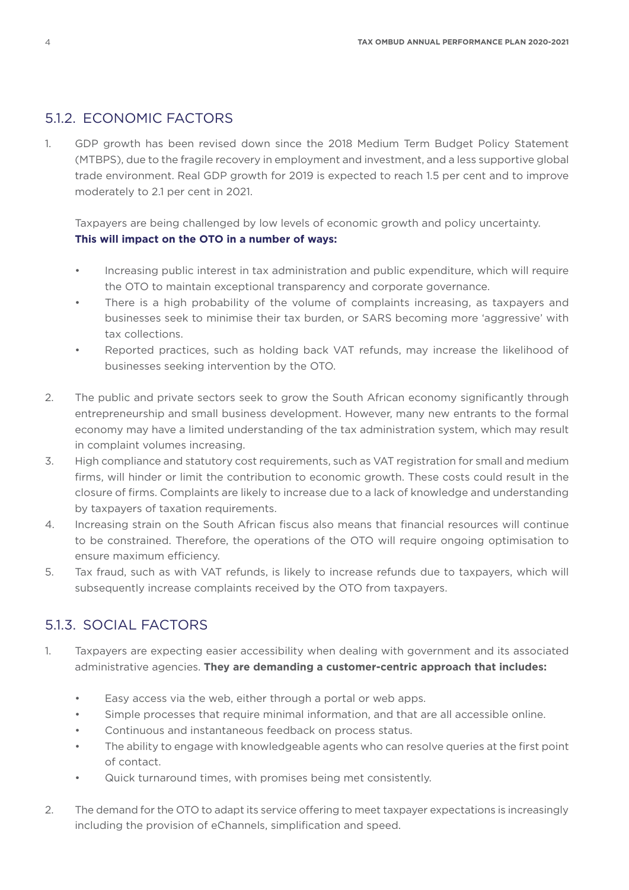### 5.1.2. ECONOMIC FACTORS

1. GDP growth has been revised down since the 2018 Medium Term Budget Policy Statement (MTBPS), due to the fragile recovery in employment and investment, and a less supportive global trade environment. Real GDP growth for 2019 is expected to reach 1.5 per cent and to improve moderately to 2.1 per cent in 2021.

   Taxpayers are being challenged by low levels of economic growth and policy uncertainty. **This will impact on the OTO in a number of ways:**

   - Increasing public interest in tax administration and public expenditure, which will require the OTO to maintain exceptional transparency and corporate governance.
   - There is a high probability of the volume of complaints increasing, as taxpayers and businesses seek to minimise their tax burden, or SARS becoming more 'aggressive' with tax collections.
   - Reported practices, such as holding back VAT refunds, may increase the likelihood of businesses seeking intervention by the OTO.

2. The public and private sectors seek to grow the South African economy significantly through entrepreneurship and small business development. However, many new entrants to the formal economy may have a limited understanding of the tax administration system, which may result in complaint volumes increasing.
3. High compliance and statutory cost requirements, such as VAT registration for small and medium firms, will hinder or limit the contribution to economic growth. These costs could result in the closure of firms. Complaints are likely to increase due to a lack of knowledge and understanding by taxpayers of taxation requirements.
4. Increasing strain on the South African fiscus also means that financial resources will continue to be constrained. Therefore, the operations of the OTO will require ongoing optimisation to ensure maximum efficiency.
5. Tax fraud, such as with VAT refunds, is likely to increase refunds due to taxpayers, which will subsequently increase complaints received by the OTO from taxpayers.

### 5.1.3. SOCIAL FACTORS

1. Taxpayers are expecting easier accessibility when dealing with government and its associated administrative agencies. **They are demanding a customer-centric approach that includes:**

   - Easy access via the web, either through a portal or web apps.
   - Simple processes that require minimal information, and that are all accessible online.
   - Continuous and instantaneous feedback on process status.
   - The ability to engage with knowledgeable agents who can resolve queries at the first point of contact.
   - Quick turnaround times, with promises being met consistently.

2. The demand for the OTO to adapt its service offering to meet taxpayer expectations is increasingly including the provision of eChannels, simplification and speed.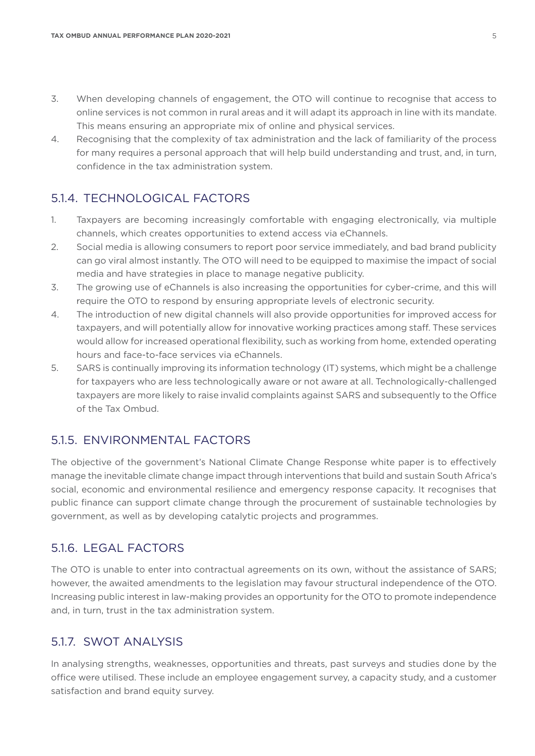3. When developing channels of engagement, the OTO will continue to recognise that access to online services is not common in rural areas and it will adapt its approach in line with its mandate. This means ensuring an appropriate mix of online and physical services.
4. Recognising that the complexity of tax administration and the lack of familiarity of the process for many requires a personal approach that will help build understanding and trust, and, in turn, confidence in the tax administration system.

## 5.1.4. TECHNOLOGICAL FACTORS

1. Taxpayers are becoming increasingly comfortable with engaging electronically, via multiple channels, which creates opportunities to extend access via eChannels.
2. Social media is allowing consumers to report poor service immediately, and bad brand publicity can go viral almost instantly. The OTO will need to be equipped to maximise the impact of social media and have strategies in place to manage negative publicity.
3. The growing use of eChannels is also increasing the opportunities for cyber-crime, and this will require the OTO to respond by ensuring appropriate levels of electronic security.
4. The introduction of new digital channels will also provide opportunities for improved access for taxpayers, and will potentially allow for innovative working practices among staff. These services would allow for increased operational flexibility, such as working from home, extended operating hours and face-to-face services via eChannels.
5. SARS is continually improving its information technology (IT) systems, which might be a challenge for taxpayers who are less technologically aware or not aware at all. Technologically-challenged taxpayers are more likely to raise invalid complaints against SARS and subsequently to the Office of the Tax Ombud.

## 5.1.5. ENVIRONMENTAL FACTORS

The objective of the government's National Climate Change Response white paper is to effectively manage the inevitable climate change impact through interventions that build and sustain South Africa's social, economic and environmental resilience and emergency response capacity. It recognises that public finance can support climate change through the procurement of sustainable technologies by government, as well as by developing catalytic projects and programmes.

## 5.1.6. LEGAL FACTORS

The OTO is unable to enter into contractual agreements on its own, without the assistance of SARS; however, the awaited amendments to the legislation may favour structural independence of the OTO. Increasing public interest in law-making provides an opportunity for the OTO to promote independence and, in turn, trust in the tax administration system.

## 5.1.7. SWOT ANALYSIS

In analysing strengths, weaknesses, opportunities and threats, past surveys and studies done by the office were utilised. These include an employee engagement survey, a capacity study, and a customer satisfaction and brand equity survey.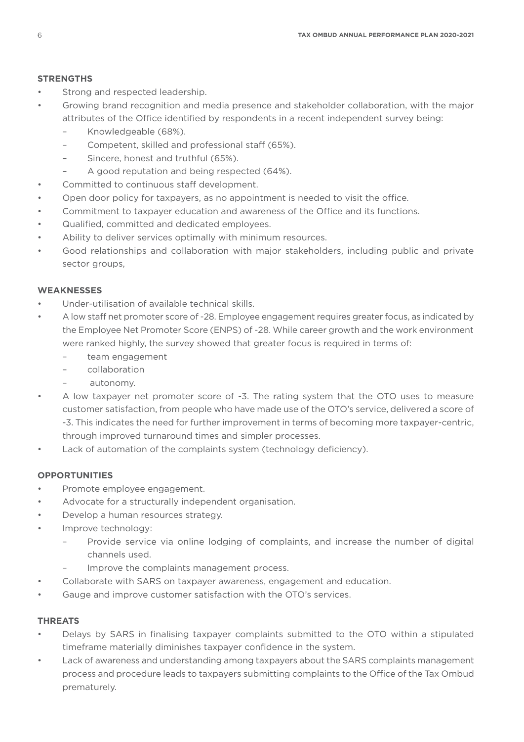**STRENGTHS**

- Strong and respected leadership.
- Growing brand recognition and media presence and stakeholder collaboration, with the major attributes of the Office identified by respondents in a recent independent survey being:
  - Knowledgeable (68%).
  - Competent, skilled and professional staff (65%).
  - Sincere, honest and truthful (65%).
  - A good reputation and being respected (64%).
- Committed to continuous staff development.
- Open door policy for taxpayers, as no appointment is needed to visit the office.
- Commitment to taxpayer education and awareness of the Office and its functions.
- Qualified, committed and dedicated employees.
- Ability to deliver services optimally with minimum resources.
- Good relationships and collaboration with major stakeholders, including public and private sector groups,

**WEAKNESSES**

- Under-utilisation of available technical skills.
- A low staff net promoter score of -28. Employee engagement requires greater focus, as indicated by the Employee Net Promoter Score (ENPS) of -28. While career growth and the work environment were ranked highly, the survey showed that greater focus is required in terms of:
  - team engagement
  - collaboration
  - autonomy.
- A low taxpayer net promoter score of -3. The rating system that the OTO uses to measure customer satisfaction, from people who have made use of the OTO's service, delivered a score of -3. This indicates the need for further improvement in terms of becoming more taxpayer-centric, through improved turnaround times and simpler processes.
- Lack of automation of the complaints system (technology deficiency).

**OPPORTUNITIES**

- Promote employee engagement.
- Advocate for a structurally independent organisation.
- Develop a human resources strategy.
- Improve technology:
  - Provide service via online lodging of complaints, and increase the number of digital channels used.
  - Improve the complaints management process.
- Collaborate with SARS on taxpayer awareness, engagement and education.
- Gauge and improve customer satisfaction with the OTO's services.

**THREATS**

- Delays by SARS in finalising taxpayer complaints submitted to the OTO within a stipulated timeframe materially diminishes taxpayer confidence in the system.
- Lack of awareness and understanding among taxpayers about the SARS complaints management process and procedure leads to taxpayers submitting complaints to the Office of the Tax Ombud prematurely.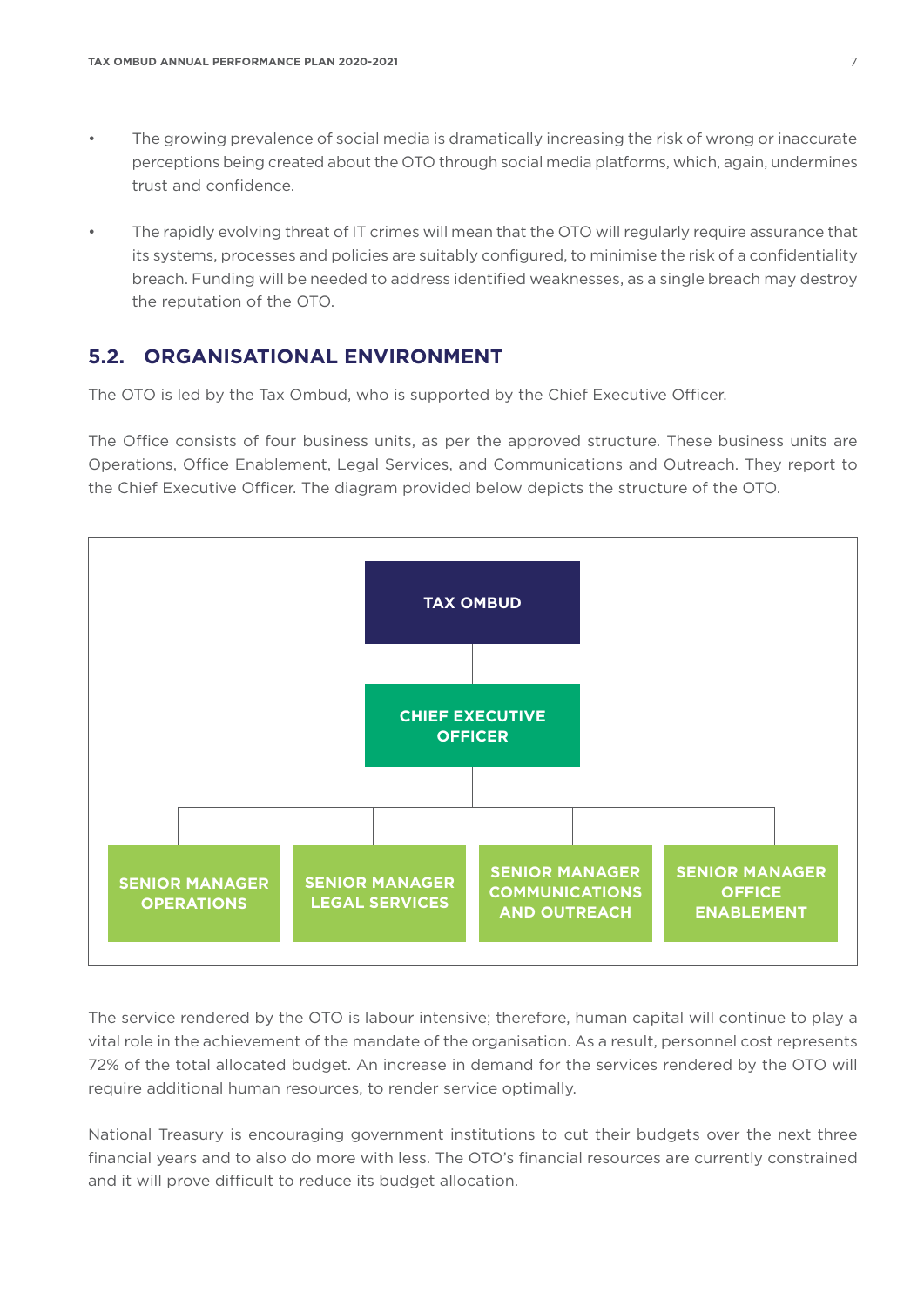- The growing prevalence of social media is dramatically increasing the risk of wrong or inaccurate perceptions being created about the OTO through social media platforms, which, again, undermines trust and confidence.

- The rapidly evolving threat of IT crimes will mean that the OTO will regularly require assurance that its systems, processes and policies are suitably configured, to minimise the risk of a confidentiality breach. Funding will be needed to address identified weaknesses, as a single breach may destroy the reputation of the OTO.

## 5.2. ORGANISATIONAL ENVIRONMENT

The OTO is led by the Tax Ombud, who is supported by the Chief Executive Officer.

The Office consists of four business units, as per the approved structure. These business units are Operations, Office Enablement, Legal Services, and Communications and Outreach. They report to the Chief Executive Officer. The diagram provided below depicts the structure of the OTO.

**TAX OMBUD**

**CHIEF EXECUTIVE OFFICER**

**SENIOR MANAGER OPERATIONS** | **SENIOR MANAGER LEGAL SERVICES** | **SENIOR MANAGER COMMUNICATIONS AND OUTREACH** | **SENIOR MANAGER OFFICE ENABLEMENT**

The service rendered by the OTO is labour intensive; therefore, human capital will continue to play a vital role in the achievement of the mandate of the organisation. As a result, personnel cost represents 72% of the total allocated budget. An increase in demand for the services rendered by the OTO will require additional human resources, to render service optimally.

National Treasury is encouraging government institutions to cut their budgets over the next three financial years and to also do more with less. The OTO's financial resources are currently constrained and it will prove difficult to reduce its budget allocation.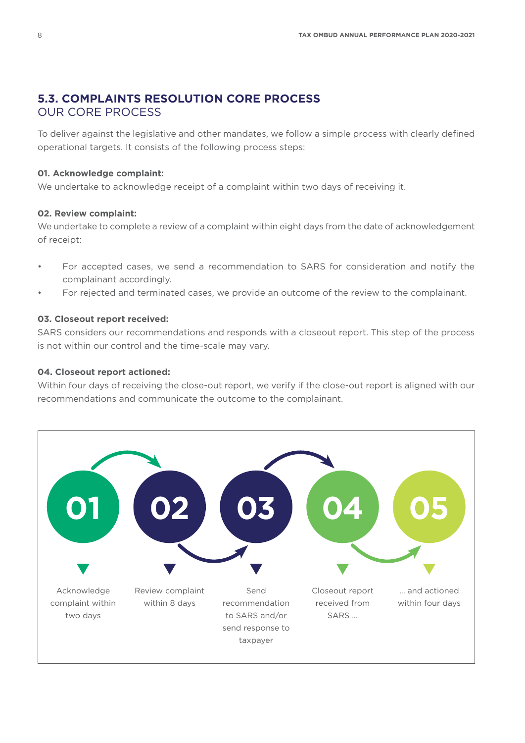## 5.3. COMPLAINTS RESOLUTION CORE PROCESS

### OUR CORE PROCESS

To deliver against the legislative and other mandates, we follow a simple process with clearly defined operational targets. It consists of the following process steps:

**01. Acknowledge complaint:**

We undertake to acknowledge receipt of a complaint within two days of receiving it.

**02. Review complaint:**

We undertake to complete a review of a complaint within eight days from the date of acknowledgement of receipt:

- For accepted cases, we send a recommendation to SARS for consideration and notify the complainant accordingly.
- For rejected and terminated cases, we provide an outcome of the review to the complainant.

**03. Closeout report received:**

SARS considers our recommendations and responds with a closeout report. This step of the process is not within our control and the time-scale may vary.

**04. Closeout report actioned:**

Within four days of receiving the close-out report, we verify if the close-out report is aligned with our recommendations and communicate the outcome to the complainant.

**01** Acknowledge complaint within two days

**02** Review complaint within 8 days

**03** Send recommendation to SARS and/or send response to taxpayer

**04** Closeout report received from SARS ...

**05** ... and actioned within four days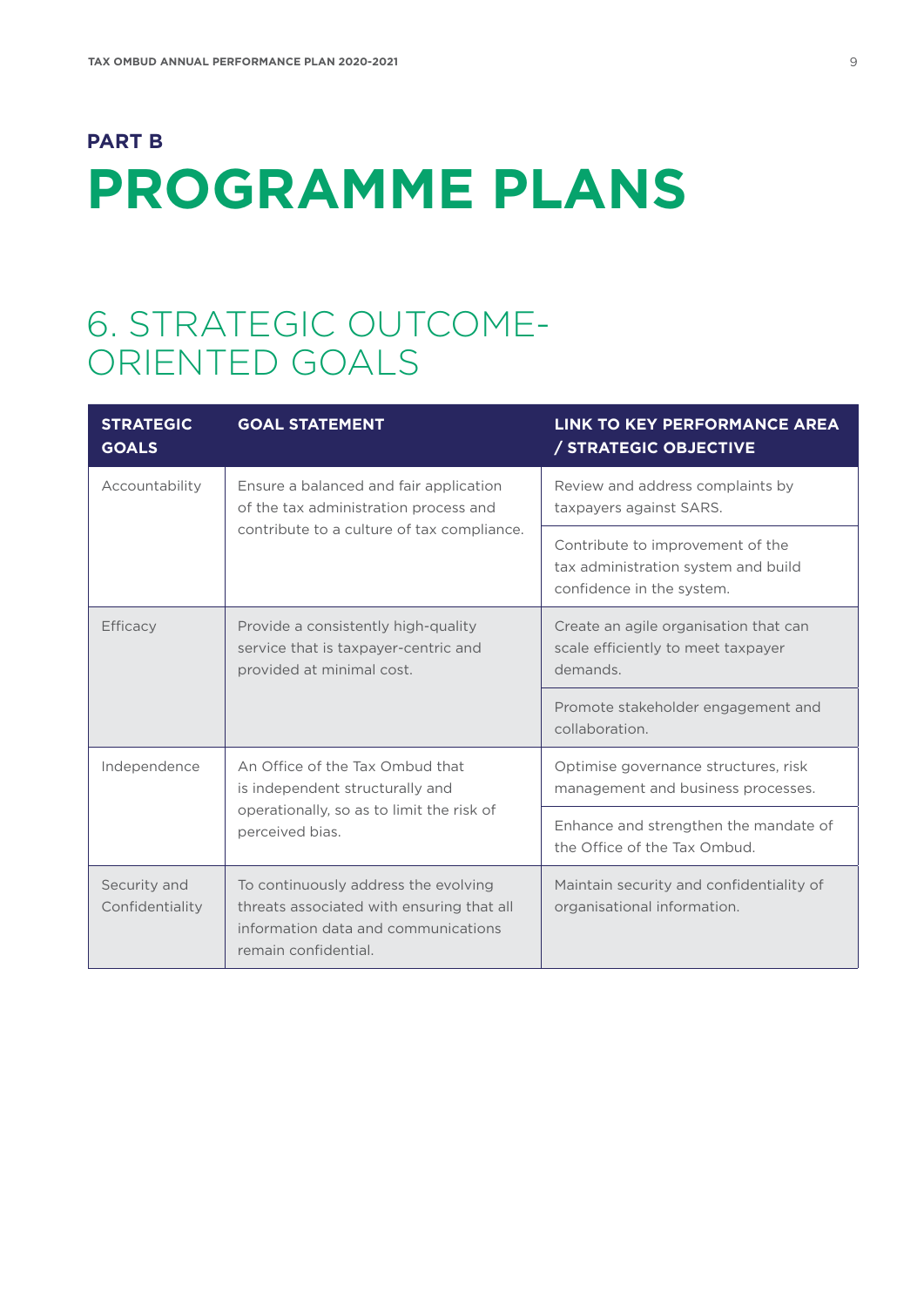## PART B

# PROGRAMME PLANS

## 6. STRATEGIC OUTCOME-ORIENTED GOALS

| STRATEGIC GOALS | GOAL STATEMENT | LINK TO KEY PERFORMANCE AREA / STRATEGIC OBJECTIVE |
|---|---|---|
| Accountability | Ensure a balanced and fair application of the tax administration process and contribute to a culture of tax compliance. | Review and address complaints by taxpayers against SARS. |
| | | Contribute to improvement of the tax administration system and build confidence in the system. |
| Efficacy | Provide a consistently high-quality service that is taxpayer-centric and provided at minimal cost. | Create an agile organisation that can scale efficiently to meet taxpayer demands. |
| | | Promote stakeholder engagement and collaboration. |
| Independence | An Office of the Tax Ombud that is independent structurally and operationally, so as to limit the risk of perceived bias. | Optimise governance structures, risk management and business processes. |
| | | Enhance and strengthen the mandate of the Office of the Tax Ombud. |
| Security and Confidentiality | To continuously address the evolving threats associated with ensuring that all information data and communications remain confidential. | Maintain security and confidentiality of organisational information. |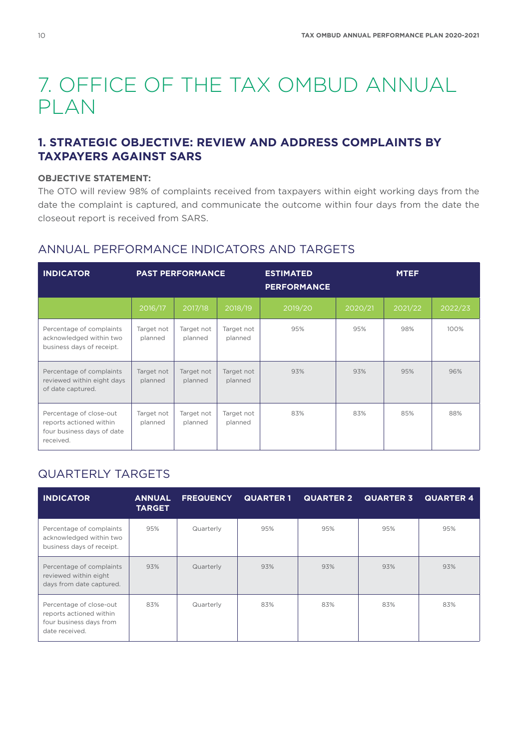# 7. OFFICE OF THE TAX OMBUD ANNUAL PLAN

## 1. STRATEGIC OBJECTIVE: REVIEW AND ADDRESS COMPLAINTS BY TAXPAYERS AGAINST SARS

**OBJECTIVE STATEMENT:**

The OTO will review 98% of complaints received from taxpayers within eight working days from the date the complaint is captured, and communicate the outcome within four days from the date the closeout report is received from SARS.

### ANNUAL PERFORMANCE INDICATORS AND TARGETS

| INDICATOR | PAST PERFORMANCE | | | ESTIMATED PERFORMANCE | MTEF | | |
|---|---|---|---|---|---|---|---|
| | 2016/17 | 2017/18 | 2018/19 | 2019/20 | 2020/21 | 2021/22 | 2022/23 |
| Percentage of complaints acknowledged within two business days of receipt. | Target not planned | Target not planned | Target not planned | 95% | 95% | 98% | 100% |
| Percentage of complaints reviewed within eight days of date captured. | Target not planned | Target not planned | Target not planned | 93% | 93% | 95% | 96% |
| Percentage of close-out reports actioned within four business days of date received. | Target not planned | Target not planned | Target not planned | 83% | 83% | 85% | 88% |

### QUARTERLY TARGETS

| INDICATOR | ANNUAL TARGET | FREQUENCY | QUARTER 1 | QUARTER 2 | QUARTER 3 | QUARTER 4 |
|---|---|---|---|---|---|---|
| Percentage of complaints acknowledged within two business days of receipt. | 95% | Quarterly | 95% | 95% | 95% | 95% |
| Percentage of complaints reviewed within eight days from date captured. | 93% | Quarterly | 93% | 93% | 93% | 93% |
| Percentage of close-out reports actioned within four business days from date received. | 83% | Quarterly | 83% | 83% | 83% | 83% |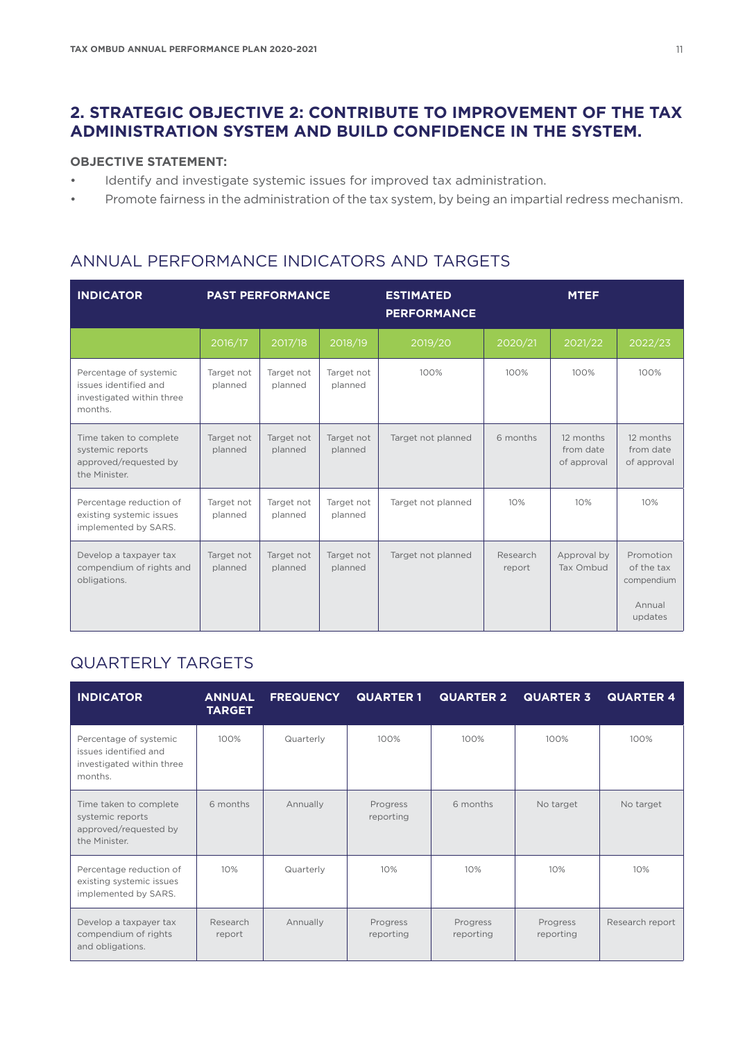## 2. STRATEGIC OBJECTIVE 2: CONTRIBUTE TO IMPROVEMENT OF THE TAX ADMINISTRATION SYSTEM AND BUILD CONFIDENCE IN THE SYSTEM.

**OBJECTIVE STATEMENT:**

- Identify and investigate systemic issues for improved tax administration.
- Promote fairness in the administration of the tax system, by being an impartial redress mechanism.

### ANNUAL PERFORMANCE INDICATORS AND TARGETS

| INDICATOR | PAST PERFORMANCE | | | ESTIMATED PERFORMANCE | MTEF | | |
|---|---|---|---|---|---|---|---|
| | 2016/17 | 2017/18 | 2018/19 | 2019/20 | 2020/21 | 2021/22 | 2022/23 |
| Percentage of systemic issues identified and investigated within three months. | Target not planned | Target not planned | Target not planned | 100% | 100% | 100% | 100% |
| Time taken to complete systemic reports approved/requested by the Minister. | Target not planned | Target not planned | Target not planned | Target not planned | 6 months | 12 months from date of approval | 12 months from date of approval |
| Percentage reduction of existing systemic issues implemented by SARS. | Target not planned | Target not planned | Target not planned | Target not planned | 10% | 10% | 10% |
| Develop a taxpayer tax compendium of rights and obligations. | Target not planned | Target not planned | Target not planned | Target not planned | Research report | Approval by Tax Ombud | Promotion of the tax compendium<br><br>Annual updates |

### QUARTERLY TARGETS

| INDICATOR | ANNUAL TARGET | FREQUENCY | QUARTER 1 | QUARTER 2 | QUARTER 3 | QUARTER 4 |
|---|---|---|---|---|---|---|
| Percentage of systemic issues identified and investigated within three months. | 100% | Quarterly | 100% | 100% | 100% | 100% |
| Time taken to complete systemic reports approved/requested by the Minister. | 6 months | Annually | Progress reporting | 6 months | No target | No target |
| Percentage reduction of existing systemic issues implemented by SARS. | 10% | Quarterly | 10% | 10% | 10% | 10% |
| Develop a taxpayer tax compendium of rights and obligations. | Research report | Annually | Progress reporting | Progress reporting | Progress reporting | Research report |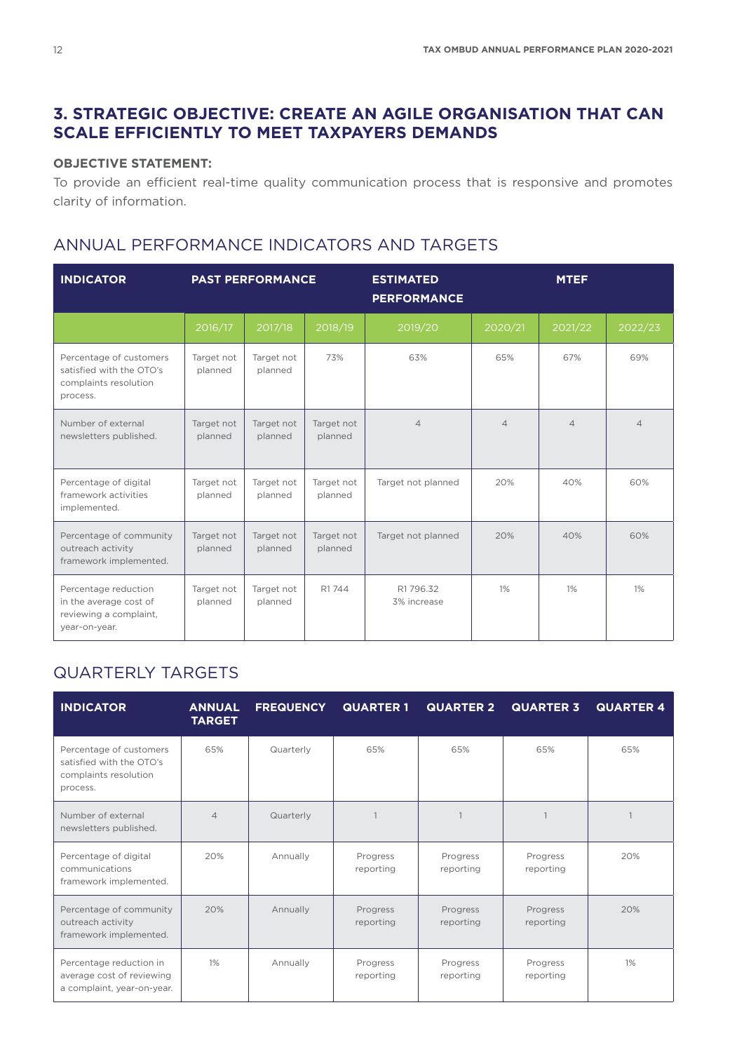## 3. STRATEGIC OBJECTIVE: CREATE AN AGILE ORGANISATION THAT CAN SCALE EFFICIENTLY TO MEET TAXPAYERS DEMANDS

**OBJECTIVE STATEMENT:**

To provide an efficient real-time quality communication process that is responsive and promotes clarity of information.

### ANNUAL PERFORMANCE INDICATORS AND TARGETS

| INDICATOR | PAST PERFORMANCE | | | ESTIMATED PERFORMANCE | MTEF | | |
|---|---|---|---|---|---|---|---|
| | 2016/17 | 2017/18 | 2018/19 | 2019/20 | 2020/21 | 2021/22 | 2022/23 |
| Percentage of customers satisfied with the OTO's complaints resolution process. | Target not planned | Target not planned | 73% | 63% | 65% | 67% | 69% |
| Number of external newsletters published. | Target not planned | Target not planned | Target not planned | 4 | 4 | 4 | 4 |
| Percentage of digital framework activities implemented. | Target not planned | Target not planned | Target not planned | Target not planned | 20% | 40% | 60% |
| Percentage of community outreach activity framework implemented. | Target not planned | Target not planned | Target not planned | Target not planned | 20% | 40% | 60% |
| Percentage reduction in the average cost of reviewing a complaint, year-on-year. | Target not planned | Target not planned | R1 744 | R1 796.32 3% increase | 1% | 1% | 1% |

### QUARTERLY TARGETS

| INDICATOR | ANNUAL TARGET | FREQUENCY | QUARTER 1 | QUARTER 2 | QUARTER 3 | QUARTER 4 |
|---|---|---|---|---|---|---|
| Percentage of customers satisfied with the OTO's complaints resolution process. | 65% | Quarterly | 65% | 65% | 65% | 65% |
| Number of external newsletters published. | 4 | Quarterly | 1 | 1 | 1 | 1 |
| Percentage of digital communications framework implemented. | 20% | Annually | Progress reporting | Progress reporting | Progress reporting | 20% |
| Percentage of community outreach activity framework implemented. | 20% | Annually | Progress reporting | Progress reporting | Progress reporting | 20% |
| Percentage reduction in average cost of reviewing a complaint, year-on-year. | 1% | Annually | Progress reporting | Progress reporting | Progress reporting | 1% |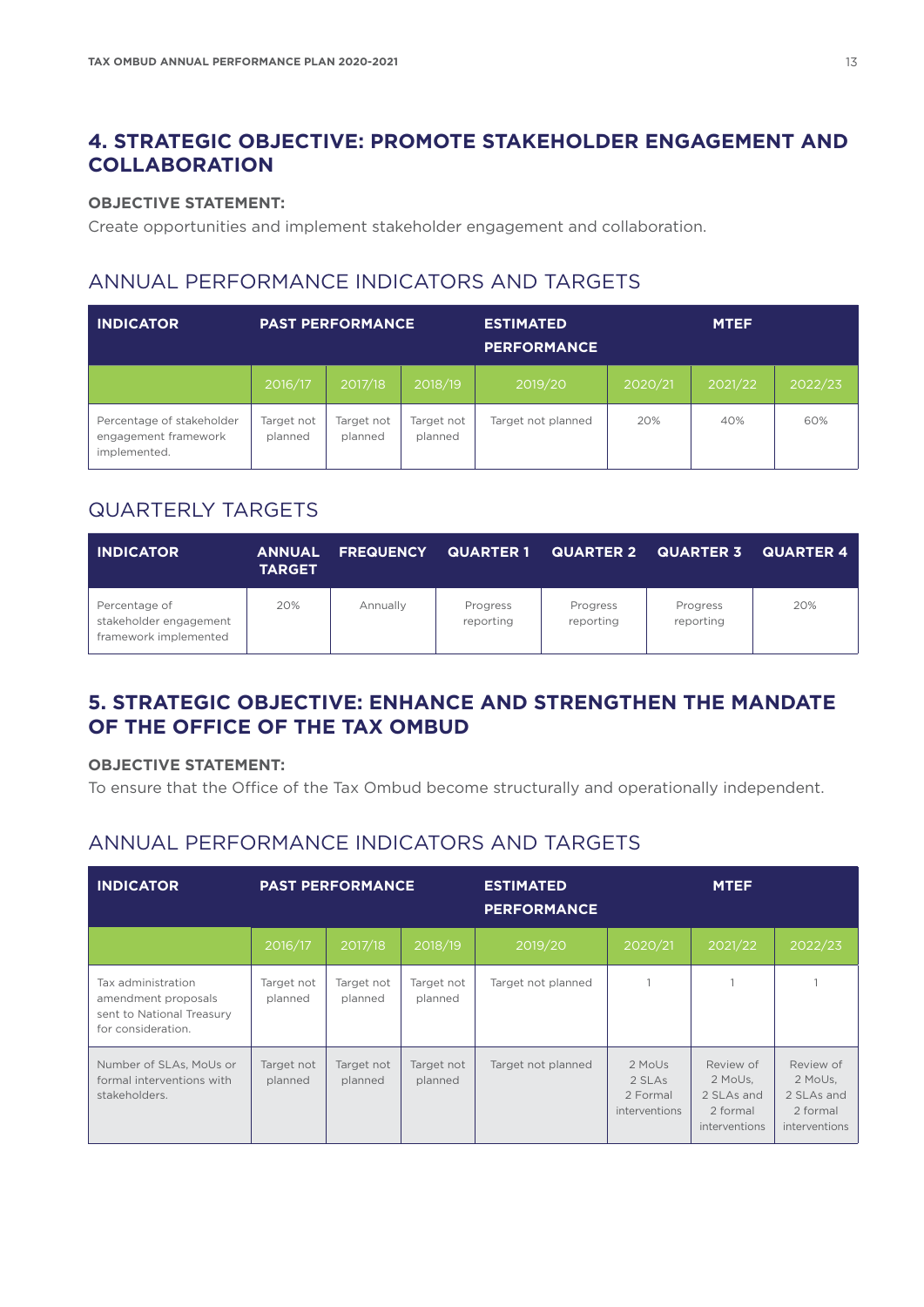## 4. STRATEGIC OBJECTIVE: PROMOTE STAKEHOLDER ENGAGEMENT AND COLLABORATION

**OBJECTIVE STATEMENT:**

Create opportunities and implement stakeholder engagement and collaboration.

### ANNUAL PERFORMANCE INDICATORS AND TARGETS

| INDICATOR | PAST PERFORMANCE | | | ESTIMATED PERFORMANCE | MTEF | | |
|---|---|---|---|---|---|---|---|
| | 2016/17 | 2017/18 | 2018/19 | 2019/20 | 2020/21 | 2021/22 | 2022/23 |
| Percentage of stakeholder engagement framework implemented. | Target not planned | Target not planned | Target not planned | Target not planned | 20% | 40% | 60% |

### QUARTERLY TARGETS

| INDICATOR | ANNUAL TARGET | FREQUENCY | QUARTER 1 | QUARTER 2 | QUARTER 3 | QUARTER 4 |
|---|---|---|---|---|---|---|
| Percentage of stakeholder engagement framework implemented | 20% | Annually | Progress reporting | Progress reporting | Progress reporting | 20% |

## 5. STRATEGIC OBJECTIVE: ENHANCE AND STRENGTHEN THE MANDATE OF THE OFFICE OF THE TAX OMBUD

**OBJECTIVE STATEMENT:**

To ensure that the Office of the Tax Ombud become structurally and operationally independent.

### ANNUAL PERFORMANCE INDICATORS AND TARGETS

| INDICATOR | PAST PERFORMANCE | | | ESTIMATED PERFORMANCE | MTEF | | |
|---|---|---|---|---|---|---|---|
| | 2016/17 | 2017/18 | 2018/19 | 2019/20 | 2020/21 | 2021/22 | 2022/23 |
| Tax administration amendment proposals sent to National Treasury for consideration. | Target not planned | Target not planned | Target not planned | Target not planned | 1 | 1 | 1 |
| Number of SLAs, MoUs or formal interventions with stakeholders. | Target not planned | Target not planned | Target not planned | Target not planned | 2 MoUs 2 SLAs 2 Formal interventions | Review of 2 MoUs, 2 SLAs and 2 formal interventions | Review of 2 MoUs, 2 SLAs and 2 formal interventions |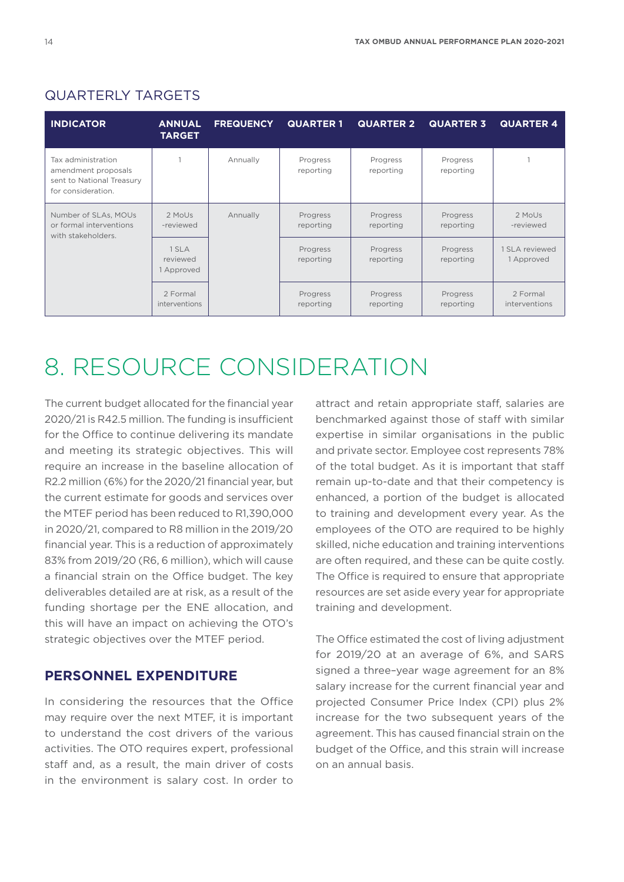## QUARTERLY TARGETS

| INDICATOR | ANNUAL TARGET | FREQUENCY | QUARTER 1 | QUARTER 2 | QUARTER 3 | QUARTER 4 |
|---|---|---|---|---|---|---|
| Tax administration amendment proposals sent to National Treasury for consideration. | 1 | Annually | Progress reporting | Progress reporting | Progress reporting | 1 |
| Number of SLAs, MOUs or formal interventions with stakeholders. | 2 MoUs -reviewed | Annually | Progress reporting | Progress reporting | Progress reporting | 2 MoUs -reviewed |
| | 1 SLA reviewed 1 Approved | | Progress reporting | Progress reporting | Progress reporting | 1 SLA reviewed 1 Approved |
| | 2 Formal interventions | | Progress reporting | Progress reporting | Progress reporting | 2 Formal interventions |

# 8. RESOURCE CONSIDERATION

The current budget allocated for the financial year 2020/21 is R42.5 million. The funding is insufficient for the Office to continue delivering its mandate and meeting its strategic objectives. This will require an increase in the baseline allocation of R2.2 million (6%) for the 2020/21 financial year, but the current estimate for goods and services over the MTEF period has been reduced to R1,390,000 in 2020/21, compared to R8 million in the 2019/20 financial year. This is a reduction of approximately 83% from 2019/20 (R6, 6 million), which will cause a financial strain on the Office budget. The key deliverables detailed are at risk, as a result of the funding shortage per the ENE allocation, and this will have an impact on achieving the OTO's strategic objectives over the MTEF period.

### PERSONNEL EXPENDITURE

In considering the resources that the Office may require over the next MTEF, it is important to understand the cost drivers of the various activities. The OTO requires expert, professional staff and, as a result, the main driver of costs in the environment is salary cost. In order to attract and retain appropriate staff, salaries are benchmarked against those of staff with similar expertise in similar organisations in the public and private sector. Employee cost represents 78% of the total budget. As it is important that staff remain up-to-date and that their competency is enhanced, a portion of the budget is allocated to training and development every year. As the employees of the OTO are required to be highly skilled, niche education and training interventions are often required, and these can be quite costly. The Office is required to ensure that appropriate resources are set aside every year for appropriate training and development.

The Office estimated the cost of living adjustment for 2019/20 at an average of 6%, and SARS signed a three–year wage agreement for an 8% salary increase for the current financial year and projected Consumer Price Index (CPI) plus 2% increase for the two subsequent years of the agreement. This has caused financial strain on the budget of the Office, and this strain will increase on an annual basis.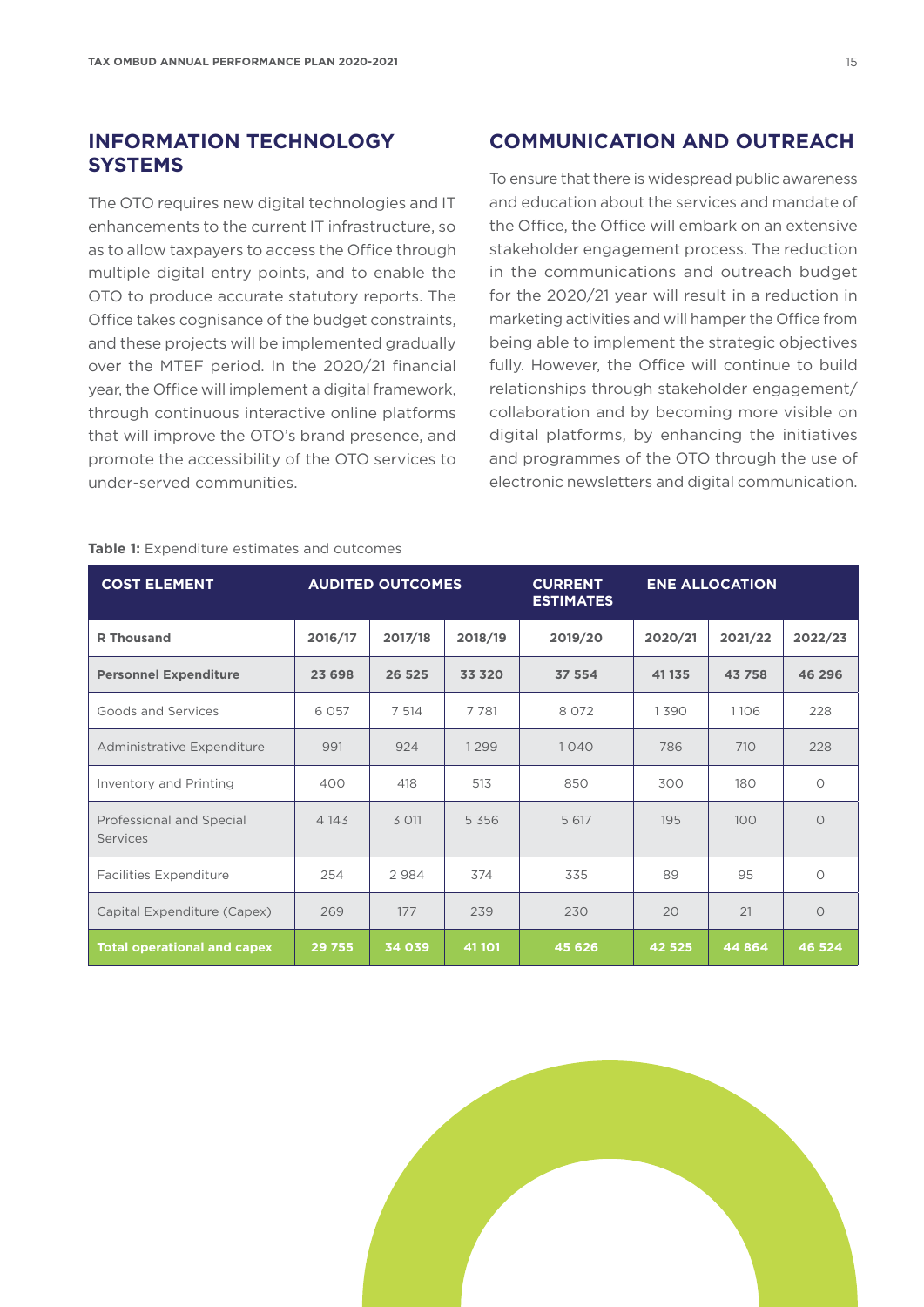## INFORMATION TECHNOLOGY SYSTEMS

The OTO requires new digital technologies and IT enhancements to the current IT infrastructure, so as to allow taxpayers to access the Office through multiple digital entry points, and to enable the OTO to produce accurate statutory reports. The Office takes cognisance of the budget constraints, and these projects will be implemented gradually over the MTEF period. In the 2020/21 financial year, the Office will implement a digital framework, through continuous interactive online platforms that will improve the OTO's brand presence, and promote the accessibility of the OTO services to under-served communities.

## COMMUNICATION AND OUTREACH

To ensure that there is widespread public awareness and education about the services and mandate of the Office, the Office will embark on an extensive stakeholder engagement process. The reduction in the communications and outreach budget for the 2020/21 year will result in a reduction in marketing activities and will hamper the Office from being able to implement the strategic objectives fully. However, the Office will continue to build relationships through stakeholder engagement/collaboration and by becoming more visible on digital platforms, by enhancing the initiatives and programmes of the OTO through the use of electronic newsletters and digital communication.

**Table 1:** Expenditure estimates and outcomes

| COST ELEMENT | AUDITED OUTCOMES | | | CURRENT ESTIMATES | ENE ALLOCATION | | |
|---|---|---|---|---|---|---|---|
| **R Thousand** | **2016/17** | **2017/18** | **2018/19** | **2019/20** | **2020/21** | **2021/22** | **2022/23** |
| **Personnel Expenditure** | **23 698** | **26 525** | **33 320** | **37 554** | **41 135** | **43 758** | **46 296** |
| Goods and Services | 6 057 | 7 514 | 7 781 | 8 072 | 1 390 | 1 106 | 228 |
| Administrative Expenditure | 991 | 924 | 1 299 | 1 040 | 786 | 710 | 228 |
| Inventory and Printing | 400 | 418 | 513 | 850 | 300 | 180 | 0 |
| Professional and Special Services | 4 143 | 3 011 | 5 356 | 5 617 | 195 | 100 | 0 |
| Facilities Expenditure | 254 | 2 984 | 374 | 335 | 89 | 95 | 0 |
| Capital Expenditure (Capex) | 269 | 177 | 239 | 230 | 20 | 21 | 0 |
| **Total operational and capex** | **29 755** | **34 039** | **41 101** | **45 626** | **42 525** | **44 864** | **46 524** |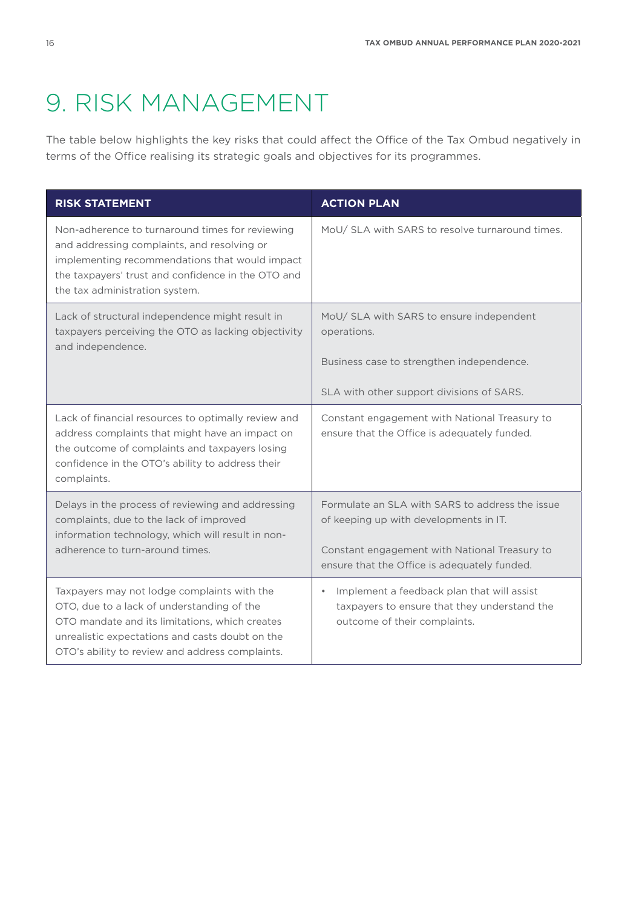# 9. RISK MANAGEMENT

The table below highlights the key risks that could affect the Office of the Tax Ombud negatively in terms of the Office realising its strategic goals and objectives for its programmes.

| RISK STATEMENT | ACTION PLAN |
|---|---|
| Non-adherence to turnaround times for reviewing and addressing complaints, and resolving or implementing recommendations that would impact the taxpayers' trust and confidence in the OTO and the tax administration system. | MoU/ SLA with SARS to resolve turnaround times. |
| Lack of structural independence might result in taxpayers perceiving the OTO as lacking objectivity and independence. | MoU/ SLA with SARS to ensure independent operations.<br><br>Business case to strengthen independence.<br><br>SLA with other support divisions of SARS. |
| Lack of financial resources to optimally review and address complaints that might have an impact on the outcome of complaints and taxpayers losing confidence in the OTO's ability to address their complaints. | Constant engagement with National Treasury to ensure that the Office is adequately funded. |
| Delays in the process of reviewing and addressing complaints, due to the lack of improved information technology, which will result in non-adherence to turn-around times. | Formulate an SLA with SARS to address the issue of keeping up with developments in IT.<br><br>Constant engagement with National Treasury to ensure that the Office is adequately funded. |
| Taxpayers may not lodge complaints with the OTO, due to a lack of understanding of the OTO mandate and its limitations, which creates unrealistic expectations and casts doubt on the OTO's ability to review and address complaints. | • Implement a feedback plan that will assist taxpayers to ensure that they understand the outcome of their complaints. |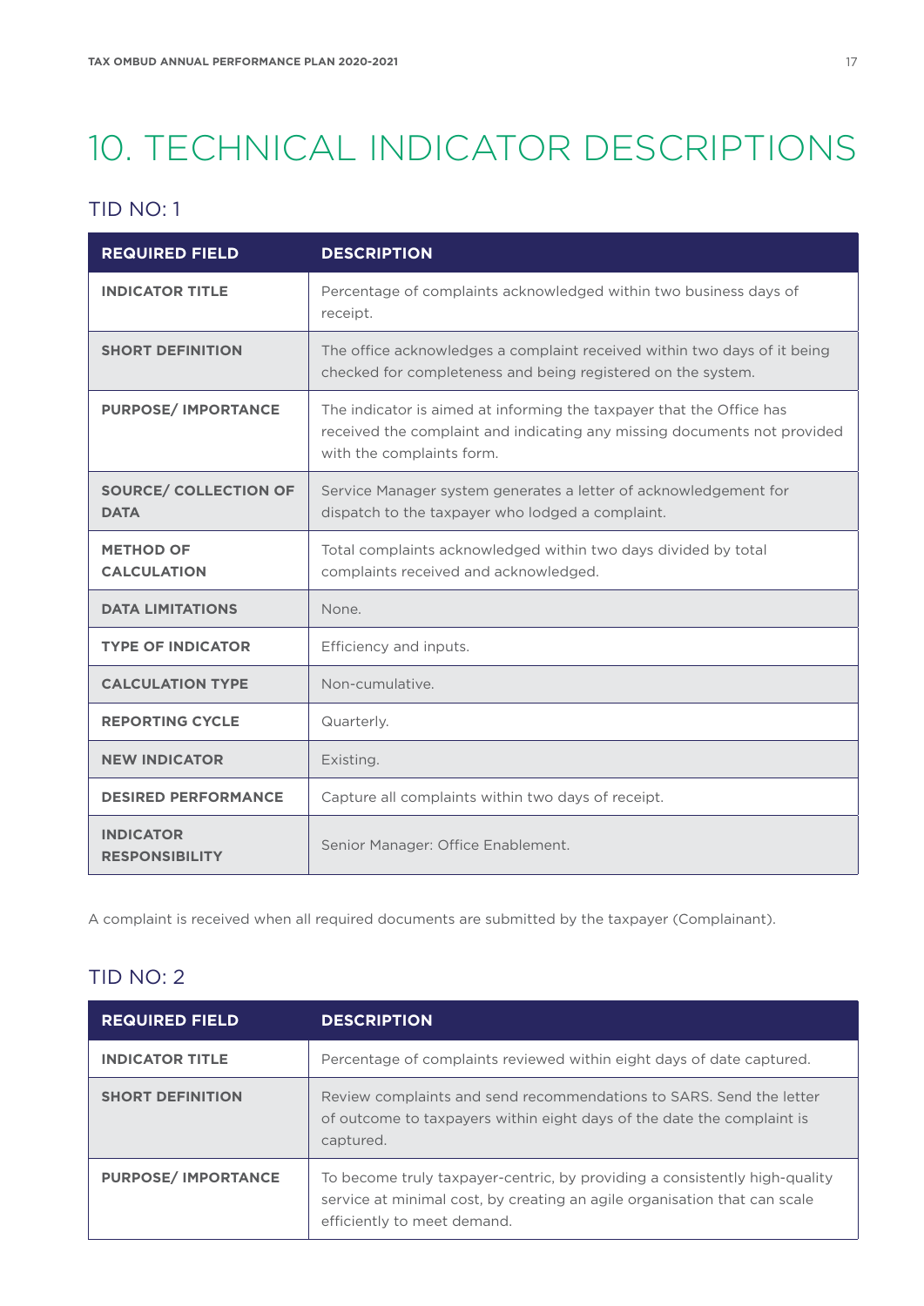# 10. TECHNICAL INDICATOR DESCRIPTIONS

## TID NO: 1

| REQUIRED FIELD | DESCRIPTION |
|---|---|
| **INDICATOR TITLE** | Percentage of complaints acknowledged within two business days of receipt. |
| **SHORT DEFINITION** | The office acknowledges a complaint received within two days of it being checked for completeness and being registered on the system. |
| **PURPOSE/ IMPORTANCE** | The indicator is aimed at informing the taxpayer that the Office has received the complaint and indicating any missing documents not provided with the complaints form. |
| **SOURCE/ COLLECTION OF DATA** | Service Manager system generates a letter of acknowledgement for dispatch to the taxpayer who lodged a complaint. |
| **METHOD OF CALCULATION** | Total complaints acknowledged within two days divided by total complaints received and acknowledged. |
| **DATA LIMITATIONS** | None. |
| **TYPE OF INDICATOR** | Efficiency and inputs. |
| **CALCULATION TYPE** | Non-cumulative. |
| **REPORTING CYCLE** | Quarterly. |
| **NEW INDICATOR** | Existing. |
| **DESIRED PERFORMANCE** | Capture all complaints within two days of receipt. |
| **INDICATOR RESPONSIBILITY** | Senior Manager: Office Enablement. |

A complaint is received when all required documents are submitted by the taxpayer (Complainant).

## TID NO: 2

| REQUIRED FIELD | DESCRIPTION |
|---|---|
| **INDICATOR TITLE** | Percentage of complaints reviewed within eight days of date captured. |
| **SHORT DEFINITION** | Review complaints and send recommendations to SARS. Send the letter of outcome to taxpayers within eight days of the date the complaint is captured. |
| **PURPOSE/ IMPORTANCE** | To become truly taxpayer-centric, by providing a consistently high-quality service at minimal cost, by creating an agile organisation that can scale efficiently to meet demand. |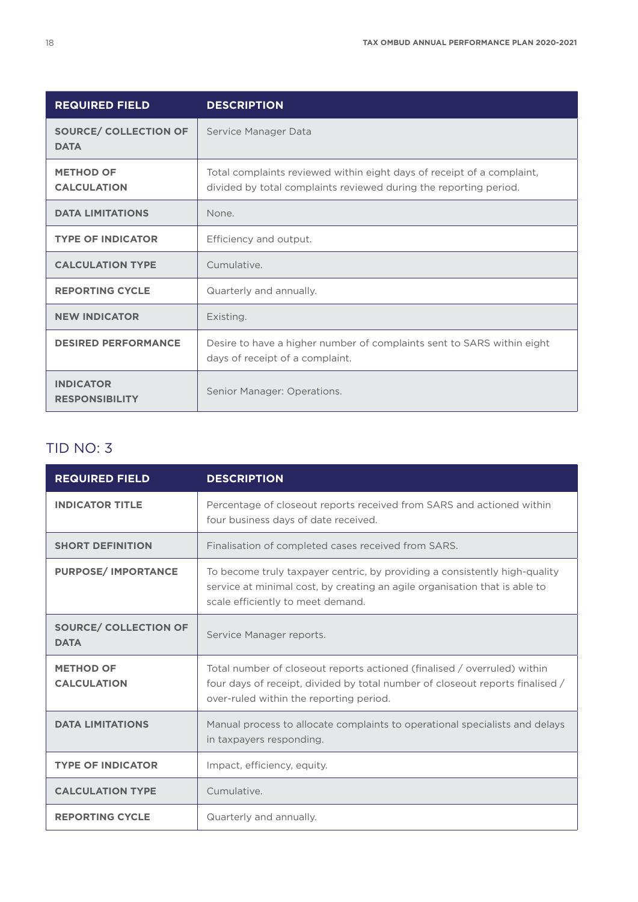| REQUIRED FIELD | DESCRIPTION |
|---|---|
| SOURCE/ COLLECTION OF DATA | Service Manager Data |
| METHOD OF CALCULATION | Total complaints reviewed within eight days of receipt of a complaint, divided by total complaints reviewed during the reporting period. |
| DATA LIMITATIONS | None. |
| TYPE OF INDICATOR | Efficiency and output. |
| CALCULATION TYPE | Cumulative. |
| REPORTING CYCLE | Quarterly and annually. |
| NEW INDICATOR | Existing. |
| DESIRED PERFORMANCE | Desire to have a higher number of complaints sent to SARS within eight days of receipt of a complaint. |
| INDICATOR RESPONSIBILITY | Senior Manager: Operations. |

## TID NO: 3

| REQUIRED FIELD | DESCRIPTION |
|---|---|
| INDICATOR TITLE | Percentage of closeout reports received from SARS and actioned within four business days of date received. |
| SHORT DEFINITION | Finalisation of completed cases received from SARS. |
| PURPOSE/ IMPORTANCE | To become truly taxpayer centric, by providing a consistently high-quality service at minimal cost, by creating an agile organisation that is able to scale efficiently to meet demand. |
| SOURCE/ COLLECTION OF DATA | Service Manager reports. |
| METHOD OF CALCULATION | Total number of closeout reports actioned (finalised / overruled) within four days of receipt, divided by total number of closeout reports finalised / over-ruled within the reporting period. |
| DATA LIMITATIONS | Manual process to allocate complaints to operational specialists and delays in taxpayers responding. |
| TYPE OF INDICATOR | Impact, efficiency, equity. |
| CALCULATION TYPE | Cumulative. |
| REPORTING CYCLE | Quarterly and annually. |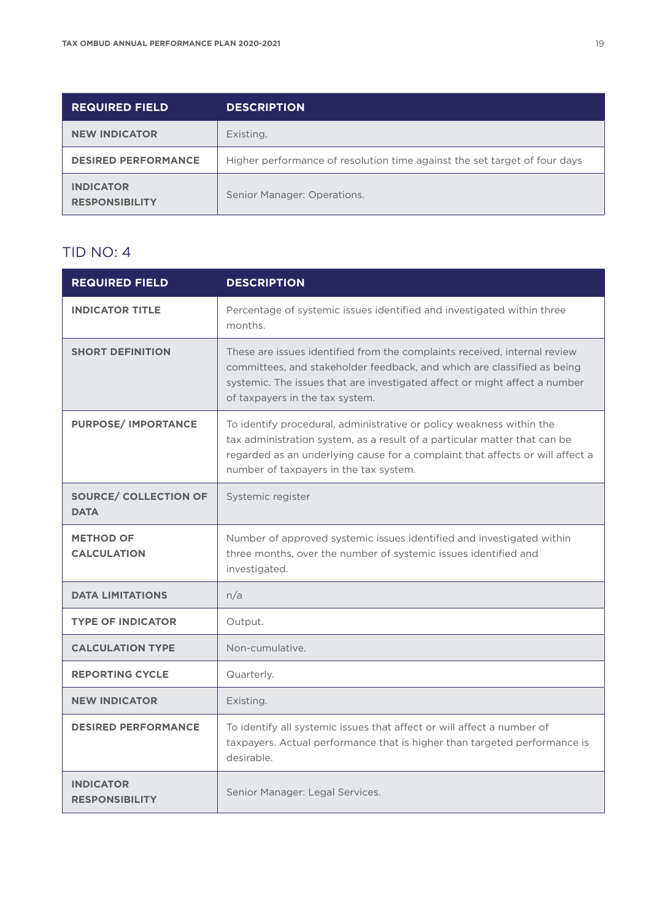| REQUIRED FIELD | DESCRIPTION |
|---|---|
| NEW INDICATOR | Existing. |
| DESIRED PERFORMANCE | Higher performance of resolution time against the set target of four days |
| INDICATOR RESPONSIBILITY | Senior Manager: Operations. |

## TID NO: 4

| REQUIRED FIELD | DESCRIPTION |
|---|---|
| INDICATOR TITLE | Percentage of systemic issues identified and investigated within three months. |
| SHORT DEFINITION | These are issues identified from the complaints received, internal review committees, and stakeholder feedback, and which are classified as being systemic. The issues that are investigated affect or might affect a number of taxpayers in the tax system. |
| PURPOSE/ IMPORTANCE | To identify procedural, administrative or policy weakness within the tax administration system, as a result of a particular matter that can be regarded as an underlying cause for a complaint that affects or will affect a number of taxpayers in the tax system. |
| SOURCE/ COLLECTION OF DATA | Systemic register |
| METHOD OF CALCULATION | Number of approved systemic issues identified and investigated within three months, over the number of systemic issues identified and investigated. |
| DATA LIMITATIONS | n/a |
| TYPE OF INDICATOR | Output. |
| CALCULATION TYPE | Non-cumulative. |
| REPORTING CYCLE | Quarterly. |
| NEW INDICATOR | Existing. |
| DESIRED PERFORMANCE | To identify all systemic issues that affect or will affect a number of taxpayers. Actual performance that is higher than targeted performance is desirable. |
| INDICATOR RESPONSIBILITY | Senior Manager: Legal Services. |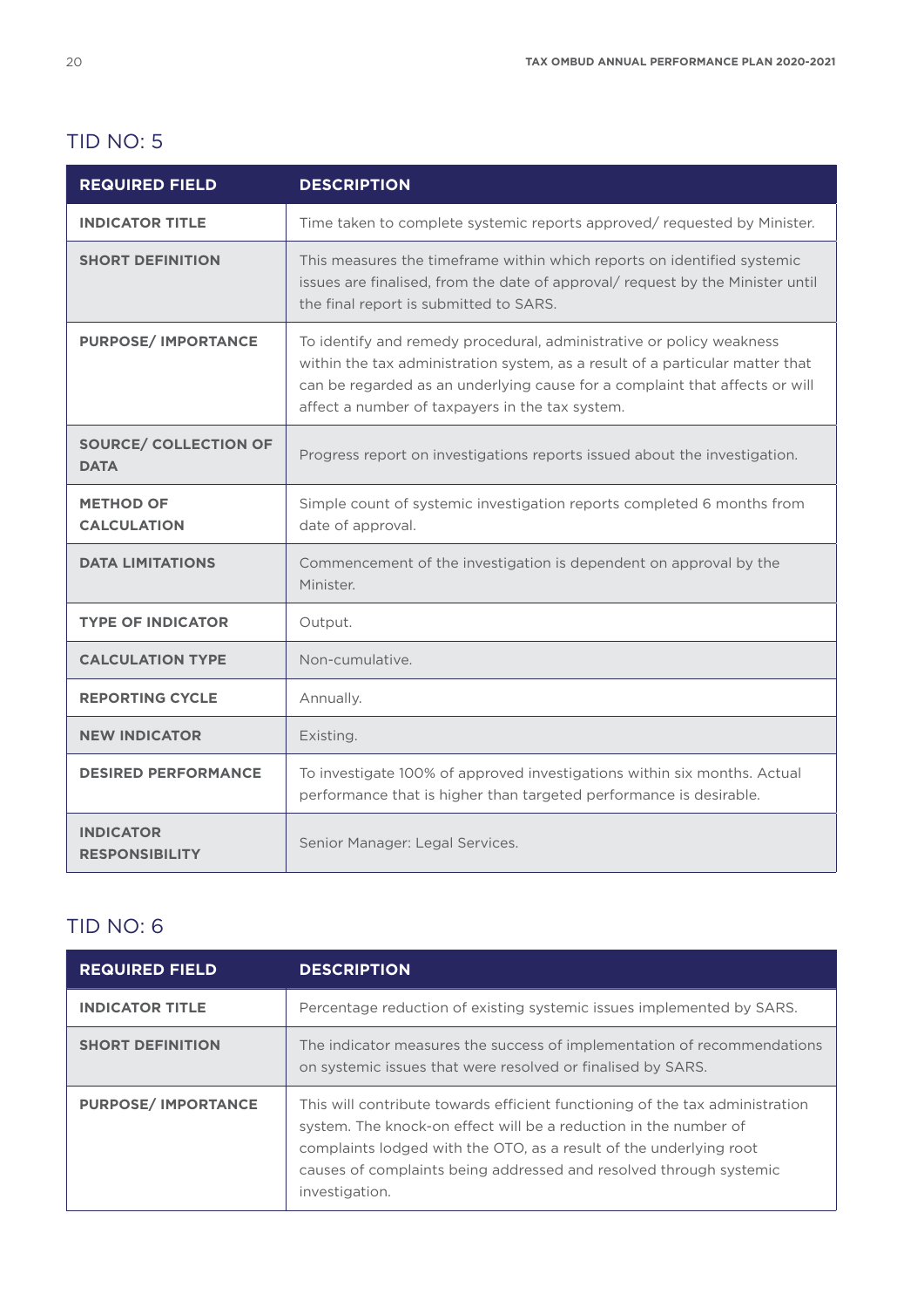## TID NO: 5

| REQUIRED FIELD | DESCRIPTION |
|---|---|
| **INDICATOR TITLE** | Time taken to complete systemic reports approved/ requested by Minister. |
| **SHORT DEFINITION** | This measures the timeframe within which reports on identified systemic issues are finalised, from the date of approval/ request by the Minister until the final report is submitted to SARS. |
| **PURPOSE/ IMPORTANCE** | To identify and remedy procedural, administrative or policy weakness within the tax administration system, as a result of a particular matter that can be regarded as an underlying cause for a complaint that affects or will affect a number of taxpayers in the tax system. |
| **SOURCE/ COLLECTION OF DATA** | Progress report on investigations reports issued about the investigation. |
| **METHOD OF CALCULATION** | Simple count of systemic investigation reports completed 6 months from date of approval. |
| **DATA LIMITATIONS** | Commencement of the investigation is dependent on approval by the Minister. |
| **TYPE OF INDICATOR** | Output. |
| **CALCULATION TYPE** | Non-cumulative. |
| **REPORTING CYCLE** | Annually. |
| **NEW INDICATOR** | Existing. |
| **DESIRED PERFORMANCE** | To investigate 100% of approved investigations within six months. Actual performance that is higher than targeted performance is desirable. |
| **INDICATOR RESPONSIBILITY** | Senior Manager: Legal Services. |

## TID NO: 6

| REQUIRED FIELD | DESCRIPTION |
|---|---|
| **INDICATOR TITLE** | Percentage reduction of existing systemic issues implemented by SARS. |
| **SHORT DEFINITION** | The indicator measures the success of implementation of recommendations on systemic issues that were resolved or finalised by SARS. |
| **PURPOSE/ IMPORTANCE** | This will contribute towards efficient functioning of the tax administration system. The knock-on effect will be a reduction in the number of complaints lodged with the OTO, as a result of the underlying root causes of complaints being addressed and resolved through systemic investigation. |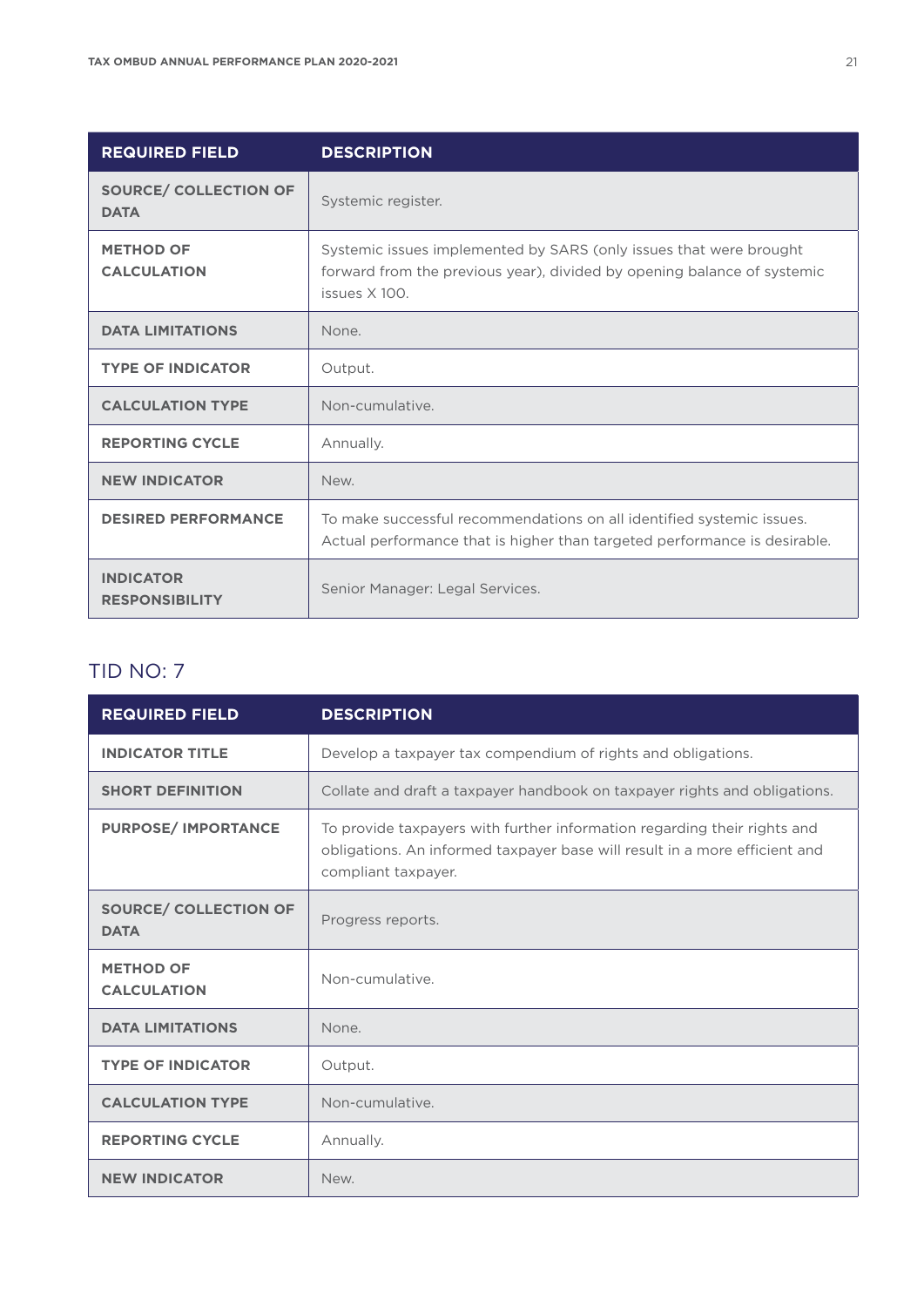| REQUIRED FIELD | DESCRIPTION |
|---|---|
| SOURCE/ COLLECTION OF DATA | Systemic register. |
| METHOD OF CALCULATION | Systemic issues implemented by SARS (only issues that were brought forward from the previous year), divided by opening balance of systemic issues X 100. |
| DATA LIMITATIONS | None. |
| TYPE OF INDICATOR | Output. |
| CALCULATION TYPE | Non-cumulative. |
| REPORTING CYCLE | Annually. |
| NEW INDICATOR | New. |
| DESIRED PERFORMANCE | To make successful recommendations on all identified systemic issues. Actual performance that is higher than targeted performance is desirable. |
| INDICATOR RESPONSIBILITY | Senior Manager: Legal Services. |

## TID NO: 7

| REQUIRED FIELD | DESCRIPTION |
|---|---|
| INDICATOR TITLE | Develop a taxpayer tax compendium of rights and obligations. |
| SHORT DEFINITION | Collate and draft a taxpayer handbook on taxpayer rights and obligations. |
| PURPOSE/ IMPORTANCE | To provide taxpayers with further information regarding their rights and obligations. An informed taxpayer base will result in a more efficient and compliant taxpayer. |
| SOURCE/ COLLECTION OF DATA | Progress reports. |
| METHOD OF CALCULATION | Non-cumulative. |
| DATA LIMITATIONS | None. |
| TYPE OF INDICATOR | Output. |
| CALCULATION TYPE | Non-cumulative. |
| REPORTING CYCLE | Annually. |
| NEW INDICATOR | New. |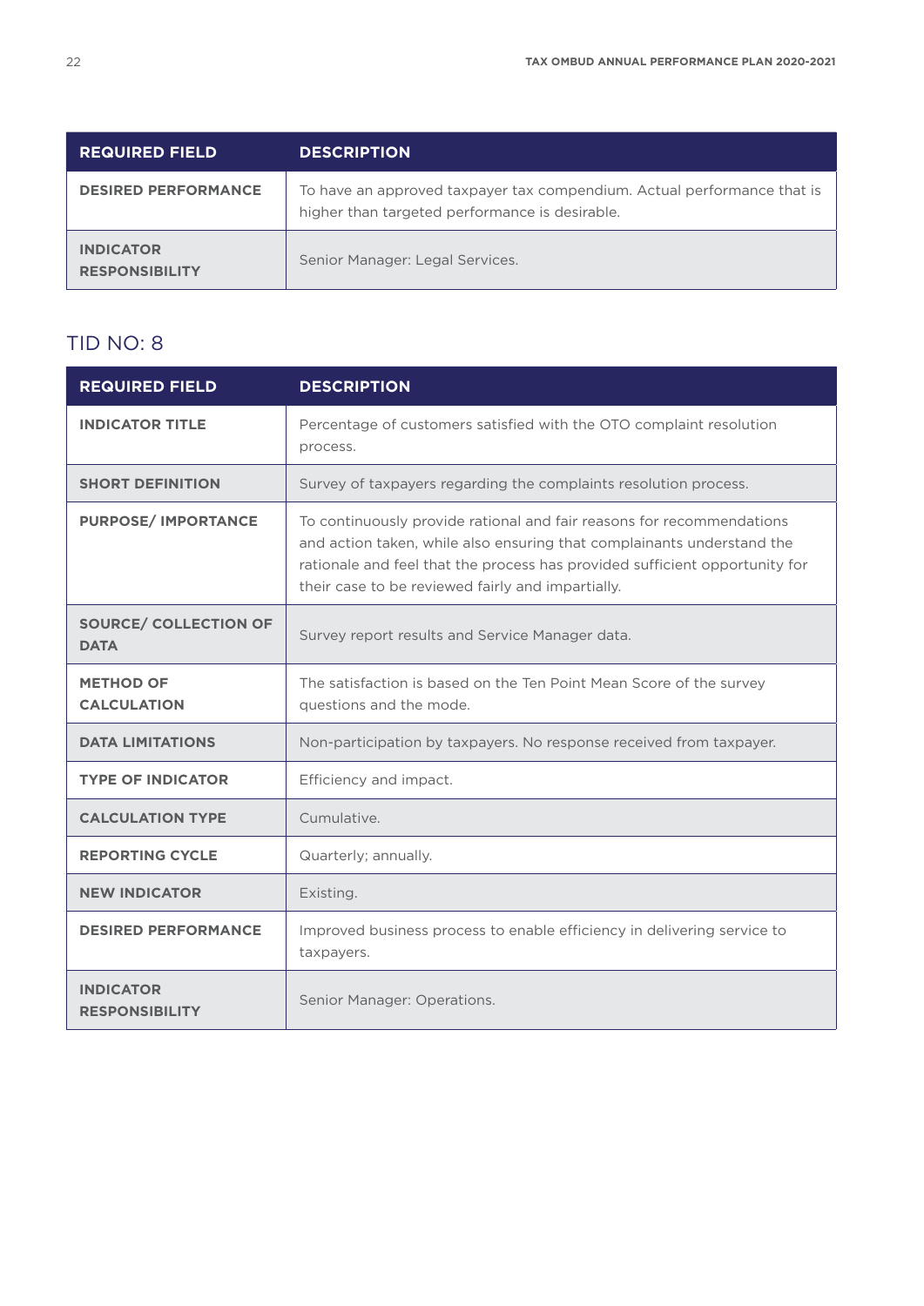| REQUIRED FIELD | DESCRIPTION |
| --- | --- |
| DESIRED PERFORMANCE | To have an approved taxpayer tax compendium. Actual performance that is higher than targeted performance is desirable. |
| INDICATOR RESPONSIBILITY | Senior Manager: Legal Services. |

## TID NO: 8

| REQUIRED FIELD | DESCRIPTION |
| --- | --- |
| INDICATOR TITLE | Percentage of customers satisfied with the OTO complaint resolution process. |
| SHORT DEFINITION | Survey of taxpayers regarding the complaints resolution process. |
| PURPOSE/ IMPORTANCE | To continuously provide rational and fair reasons for recommendations and action taken, while also ensuring that complainants understand the rationale and feel that the process has provided sufficient opportunity for their case to be reviewed fairly and impartially. |
| SOURCE/ COLLECTION OF DATA | Survey report results and Service Manager data. |
| METHOD OF CALCULATION | The satisfaction is based on the Ten Point Mean Score of the survey questions and the mode. |
| DATA LIMITATIONS | Non-participation by taxpayers. No response received from taxpayer. |
| TYPE OF INDICATOR | Efficiency and impact. |
| CALCULATION TYPE | Cumulative. |
| REPORTING CYCLE | Quarterly; annually. |
| NEW INDICATOR | Existing. |
| DESIRED PERFORMANCE | Improved business process to enable efficiency in delivering service to taxpayers. |
| INDICATOR RESPONSIBILITY | Senior Manager: Operations. |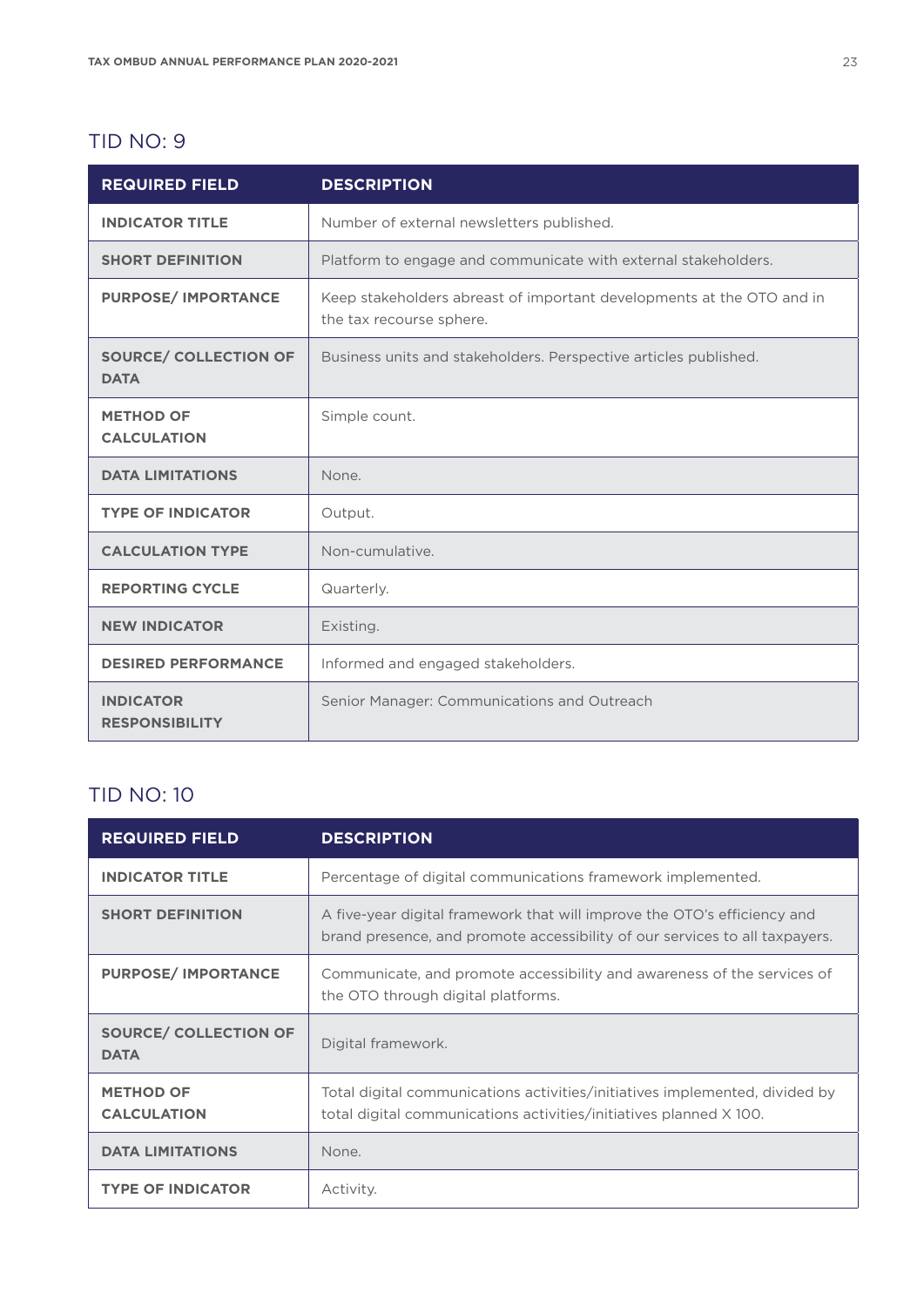## TID NO: 9

| REQUIRED FIELD | DESCRIPTION |
|---|---|
| **INDICATOR TITLE** | Number of external newsletters published. |
| **SHORT DEFINITION** | Platform to engage and communicate with external stakeholders. |
| **PURPOSE/ IMPORTANCE** | Keep stakeholders abreast of important developments at the OTO and in the tax recourse sphere. |
| **SOURCE/ COLLECTION OF DATA** | Business units and stakeholders. Perspective articles published. |
| **METHOD OF CALCULATION** | Simple count. |
| **DATA LIMITATIONS** | None. |
| **TYPE OF INDICATOR** | Output. |
| **CALCULATION TYPE** | Non-cumulative. |
| **REPORTING CYCLE** | Quarterly. |
| **NEW INDICATOR** | Existing. |
| **DESIRED PERFORMANCE** | Informed and engaged stakeholders. |
| **INDICATOR RESPONSIBILITY** | Senior Manager: Communications and Outreach |

## TID NO: 10

| REQUIRED FIELD | DESCRIPTION |
|---|---|
| **INDICATOR TITLE** | Percentage of digital communications framework implemented. |
| **SHORT DEFINITION** | A five-year digital framework that will improve the OTO's efficiency and brand presence, and promote accessibility of our services to all taxpayers. |
| **PURPOSE/ IMPORTANCE** | Communicate, and promote accessibility and awareness of the services of the OTO through digital platforms. |
| **SOURCE/ COLLECTION OF DATA** | Digital framework. |
| **METHOD OF CALCULATION** | Total digital communications activities/initiatives implemented, divided by total digital communications activities/initiatives planned X 100. |
| **DATA LIMITATIONS** | None. |
| **TYPE OF INDICATOR** | Activity. |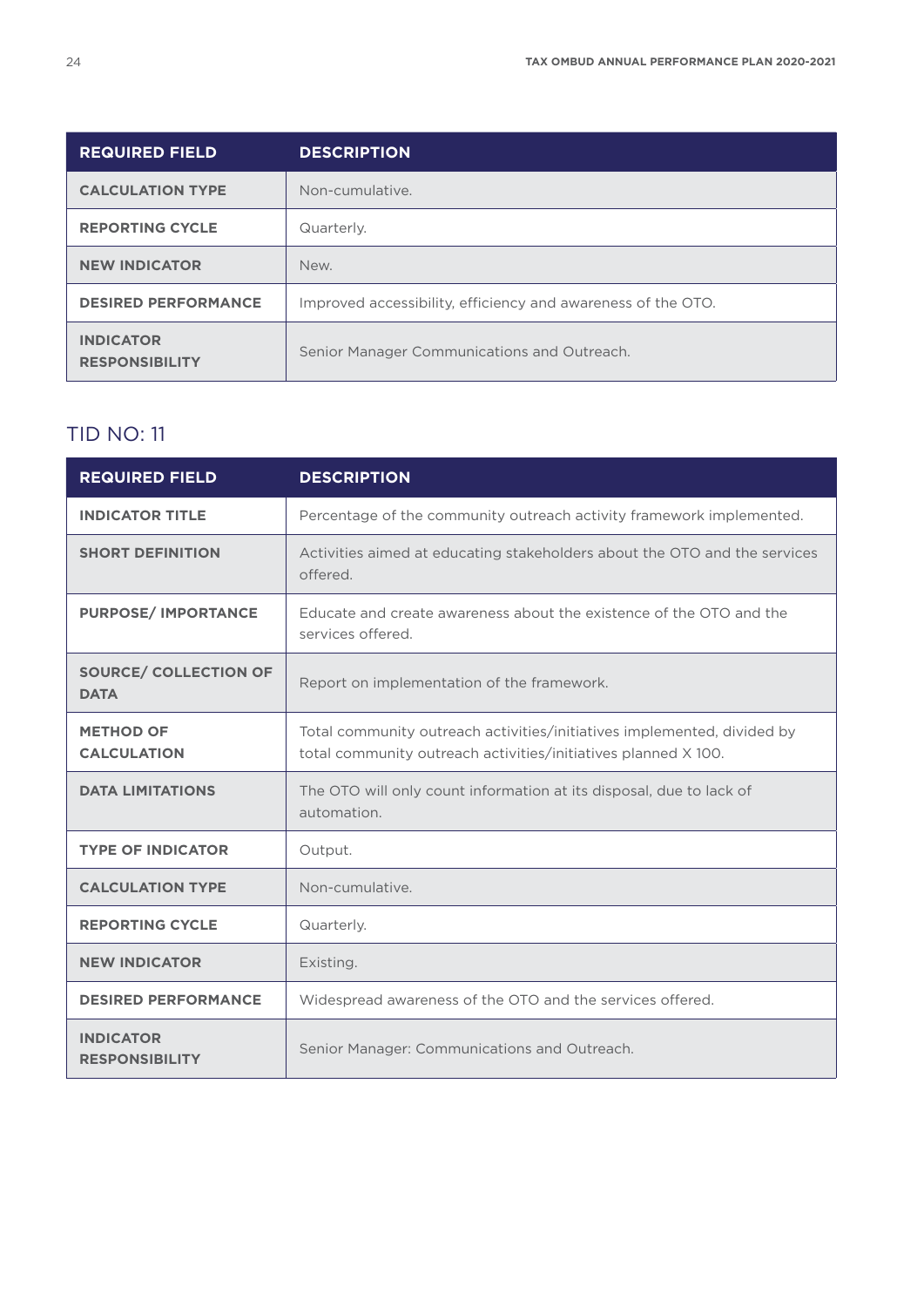| REQUIRED FIELD | DESCRIPTION |
| --- | --- |
| **CALCULATION TYPE** | Non-cumulative. |
| **REPORTING CYCLE** | Quarterly. |
| **NEW INDICATOR** | New. |
| **DESIRED PERFORMANCE** | Improved accessibility, efficiency and awareness of the OTO. |
| **INDICATOR RESPONSIBILITY** | Senior Manager Communications and Outreach. |

## TID NO: 11

| REQUIRED FIELD | DESCRIPTION |
| --- | --- |
| **INDICATOR TITLE** | Percentage of the community outreach activity framework implemented. |
| **SHORT DEFINITION** | Activities aimed at educating stakeholders about the OTO and the services offered. |
| **PURPOSE/ IMPORTANCE** | Educate and create awareness about the existence of the OTO and the services offered. |
| **SOURCE/ COLLECTION OF DATA** | Report on implementation of the framework. |
| **METHOD OF CALCULATION** | Total community outreach activities/initiatives implemented, divided by total community outreach activities/initiatives planned X 100. |
| **DATA LIMITATIONS** | The OTO will only count information at its disposal, due to lack of automation. |
| **TYPE OF INDICATOR** | Output. |
| **CALCULATION TYPE** | Non-cumulative. |
| **REPORTING CYCLE** | Quarterly. |
| **NEW INDICATOR** | Existing. |
| **DESIRED PERFORMANCE** | Widespread awareness of the OTO and the services offered. |
| **INDICATOR RESPONSIBILITY** | Senior Manager: Communications and Outreach. |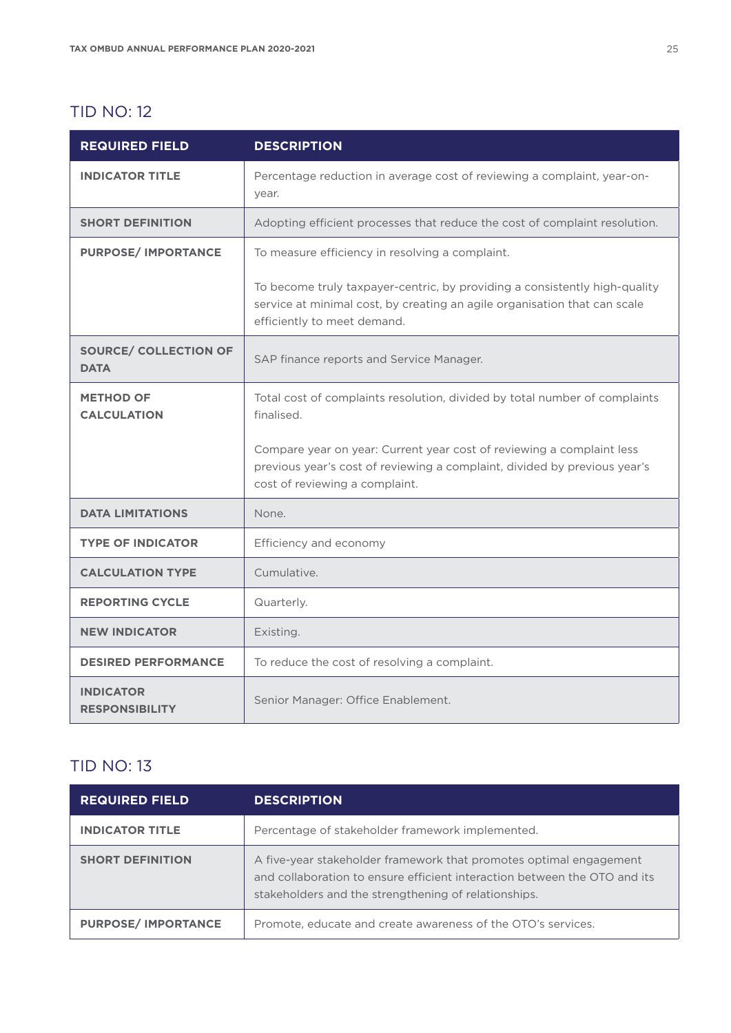## TID NO: 12

| REQUIRED FIELD | DESCRIPTION |
|---|---|
| **INDICATOR TITLE** | Percentage reduction in average cost of reviewing a complaint, year-on-year. |
| **SHORT DEFINITION** | Adopting efficient processes that reduce the cost of complaint resolution. |
| **PURPOSE/ IMPORTANCE** | To measure efficiency in resolving a complaint.<br><br>To become truly taxpayer-centric, by providing a consistently high-quality service at minimal cost, by creating an agile organisation that can scale efficiently to meet demand. |
| **SOURCE/ COLLECTION OF DATA** | SAP finance reports and Service Manager. |
| **METHOD OF CALCULATION** | Total cost of complaints resolution, divided by total number of complaints finalised.<br><br>Compare year on year: Current year cost of reviewing a complaint less previous year's cost of reviewing a complaint, divided by previous year's cost of reviewing a complaint. |
| **DATA LIMITATIONS** | None. |
| **TYPE OF INDICATOR** | Efficiency and economy |
| **CALCULATION TYPE** | Cumulative. |
| **REPORTING CYCLE** | Quarterly. |
| **NEW INDICATOR** | Existing. |
| **DESIRED PERFORMANCE** | To reduce the cost of resolving a complaint. |
| **INDICATOR RESPONSIBILITY** | Senior Manager: Office Enablement. |

## TID NO: 13

| REQUIRED FIELD | DESCRIPTION |
|---|---|
| **INDICATOR TITLE** | Percentage of stakeholder framework implemented. |
| **SHORT DEFINITION** | A five-year stakeholder framework that promotes optimal engagement and collaboration to ensure efficient interaction between the OTO and its stakeholders and the strengthening of relationships. |
| **PURPOSE/ IMPORTANCE** | Promote, educate and create awareness of the OTO's services. |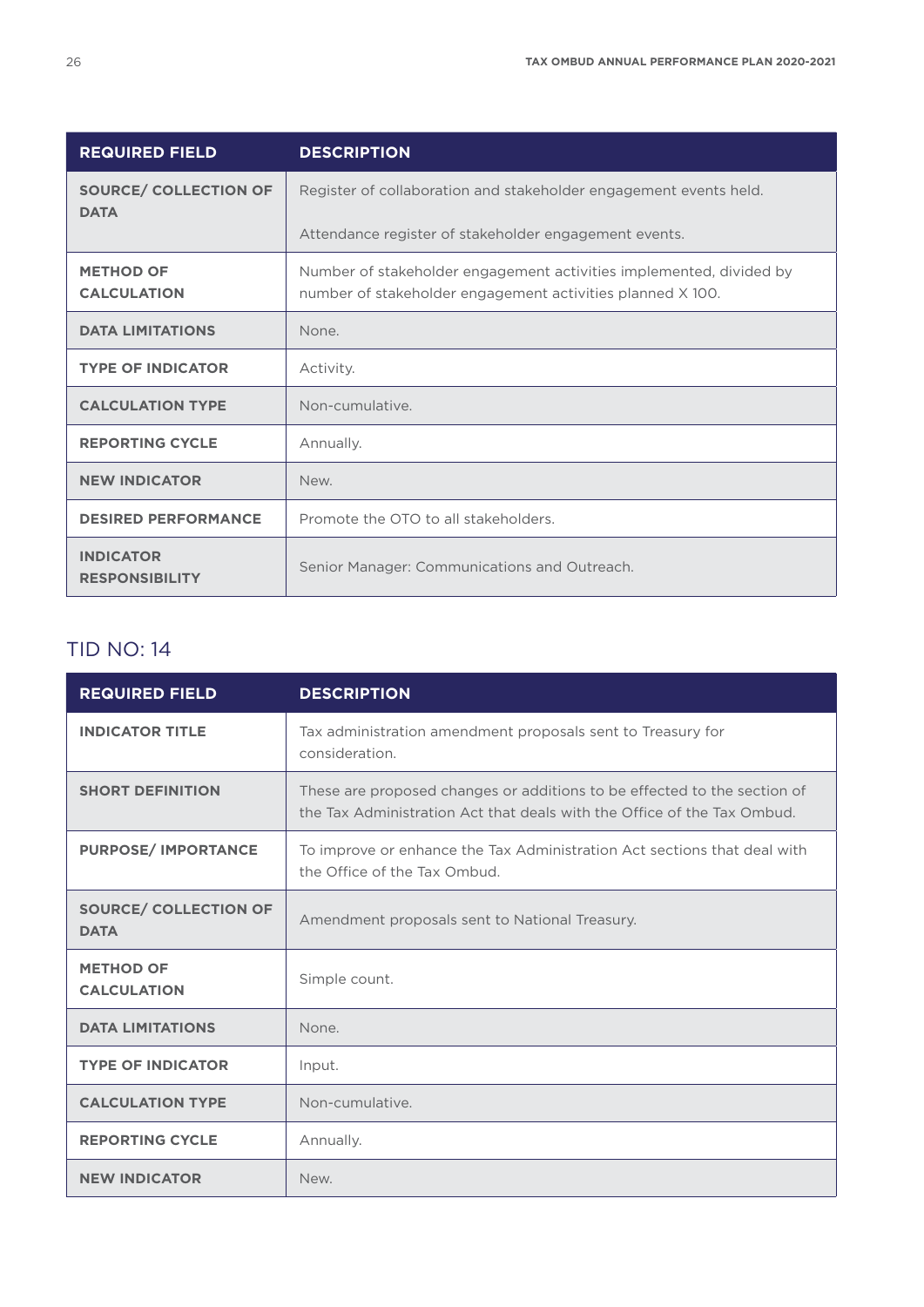| REQUIRED FIELD | DESCRIPTION |
|---|---|
| SOURCE/ COLLECTION OF DATA | Register of collaboration and stakeholder engagement events held.<br><br>Attendance register of stakeholder engagement events. |
| METHOD OF CALCULATION | Number of stakeholder engagement activities implemented, divided by number of stakeholder engagement activities planned X 100. |
| DATA LIMITATIONS | None. |
| TYPE OF INDICATOR | Activity. |
| CALCULATION TYPE | Non-cumulative. |
| REPORTING CYCLE | Annually. |
| NEW INDICATOR | New. |
| DESIRED PERFORMANCE | Promote the OTO to all stakeholders. |
| INDICATOR RESPONSIBILITY | Senior Manager: Communications and Outreach. |

## TID NO: 14

| REQUIRED FIELD | DESCRIPTION |
|---|---|
| INDICATOR TITLE | Tax administration amendment proposals sent to Treasury for consideration. |
| SHORT DEFINITION | These are proposed changes or additions to be effected to the section of the Tax Administration Act that deals with the Office of the Tax Ombud. |
| PURPOSE/ IMPORTANCE | To improve or enhance the Tax Administration Act sections that deal with the Office of the Tax Ombud. |
| SOURCE/ COLLECTION OF DATA | Amendment proposals sent to National Treasury. |
| METHOD OF CALCULATION | Simple count. |
| DATA LIMITATIONS | None. |
| TYPE OF INDICATOR | Input. |
| CALCULATION TYPE | Non-cumulative. |
| REPORTING CYCLE | Annually. |
| NEW INDICATOR | New. |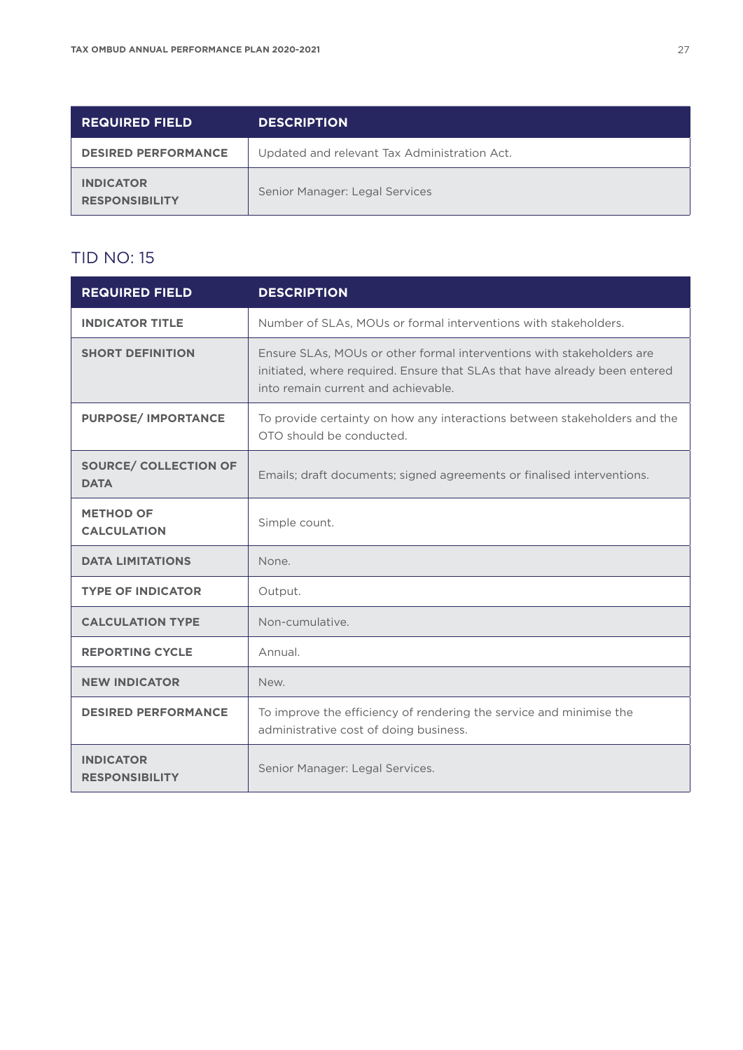| REQUIRED FIELD | DESCRIPTION |
|---|---|
| DESIRED PERFORMANCE | Updated and relevant Tax Administration Act. |
| INDICATOR RESPONSIBILITY | Senior Manager: Legal Services |

## TID NO: 15

| REQUIRED FIELD | DESCRIPTION |
|---|---|
| INDICATOR TITLE | Number of SLAs, MOUs or formal interventions with stakeholders. |
| SHORT DEFINITION | Ensure SLAs, MOUs or other formal interventions with stakeholders are initiated, where required. Ensure that SLAs that have already been entered into remain current and achievable. |
| PURPOSE/ IMPORTANCE | To provide certainty on how any interactions between stakeholders and the OTO should be conducted. |
| SOURCE/ COLLECTION OF DATA | Emails; draft documents; signed agreements or finalised interventions. |
| METHOD OF CALCULATION | Simple count. |
| DATA LIMITATIONS | None. |
| TYPE OF INDICATOR | Output. |
| CALCULATION TYPE | Non-cumulative. |
| REPORTING CYCLE | Annual. |
| NEW INDICATOR | New. |
| DESIRED PERFORMANCE | To improve the efficiency of rendering the service and minimise the administrative cost of doing business. |
| INDICATOR RESPONSIBILITY | Senior Manager: Legal Services. |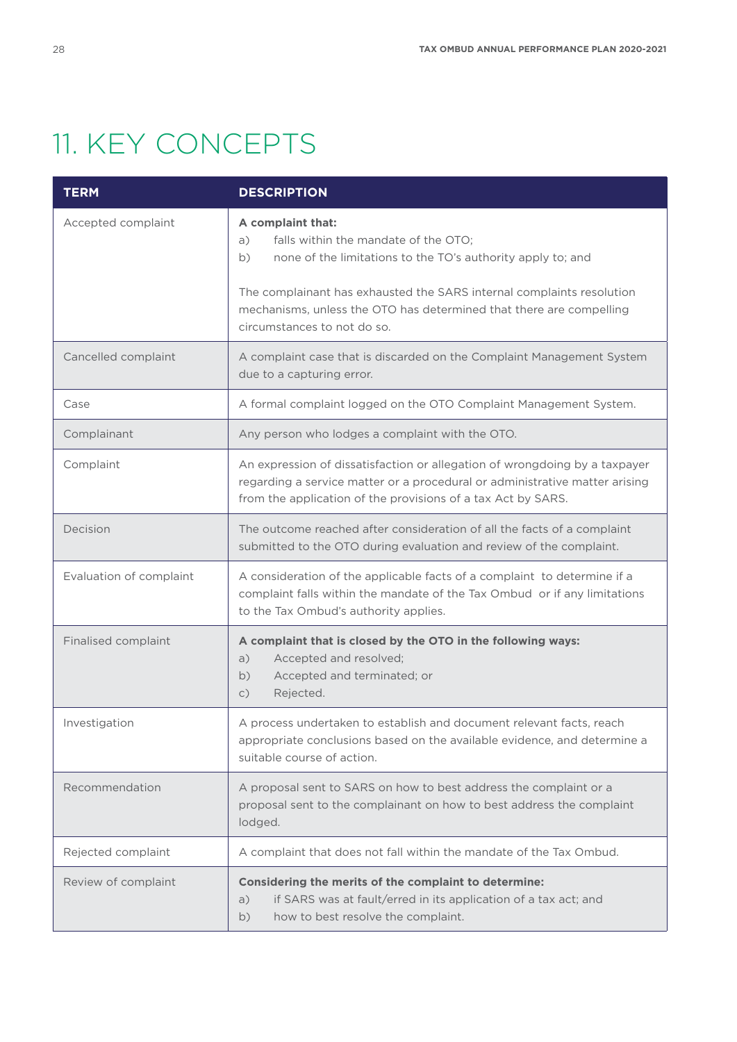# 11. KEY CONCEPTS

| TERM | DESCRIPTION |
|---|---|
| Accepted complaint | **A complaint that:**<br>a) falls within the mandate of the OTO;<br>b) none of the limitations to the TO's authority apply to; and<br><br>The complainant has exhausted the SARS internal complaints resolution mechanisms, unless the OTO has determined that there are compelling circumstances to not do so. |
| Cancelled complaint | A complaint case that is discarded on the Complaint Management System due to a capturing error. |
| Case | A formal complaint logged on the OTO Complaint Management System. |
| Complainant | Any person who lodges a complaint with the OTO. |
| Complaint | An expression of dissatisfaction or allegation of wrongdoing by a taxpayer regarding a service matter or a procedural or administrative matter arising from the application of the provisions of a tax Act by SARS. |
| Decision | The outcome reached after consideration of all the facts of a complaint submitted to the OTO during evaluation and review of the complaint. |
| Evaluation of complaint | A consideration of the applicable facts of a complaint to determine if a complaint falls within the mandate of the Tax Ombud or if any limitations to the Tax Ombud's authority applies. |
| Finalised complaint | **A complaint that is closed by the OTO in the following ways:**<br>a) Accepted and resolved;<br>b) Accepted and terminated; or<br>c) Rejected. |
| Investigation | A process undertaken to establish and document relevant facts, reach appropriate conclusions based on the available evidence, and determine a suitable course of action. |
| Recommendation | A proposal sent to SARS on how to best address the complaint or a proposal sent to the complainant on how to best address the complaint lodged. |
| Rejected complaint | A complaint that does not fall within the mandate of the Tax Ombud. |
| Review of complaint | **Considering the merits of the complaint to determine:**<br>a) if SARS was at fault/erred in its application of a tax act; and<br>b) how to best resolve the complaint. |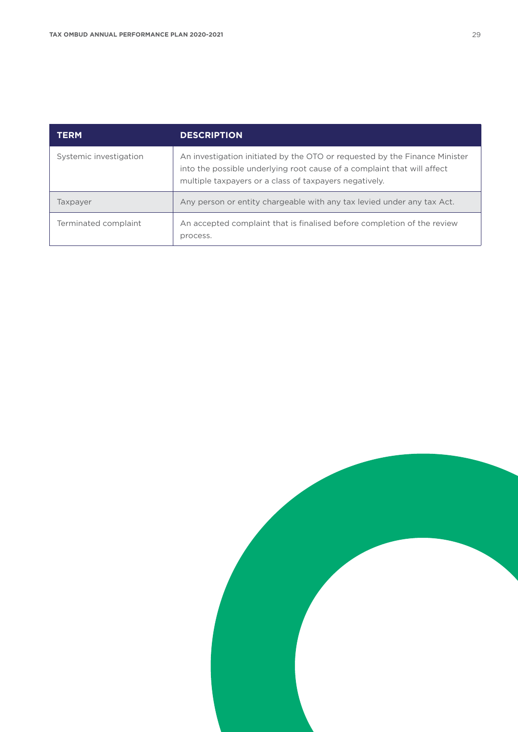| TERM | DESCRIPTION |
| --- | --- |
| Systemic investigation | An investigation initiated by the OTO or requested by the Finance Minister into the possible underlying root cause of a complaint that will affect multiple taxpayers or a class of taxpayers negatively. |
| Taxpayer | Any person or entity chargeable with any tax levied under any tax Act. |
| Terminated complaint | An accepted complaint that is finalised before completion of the review process. |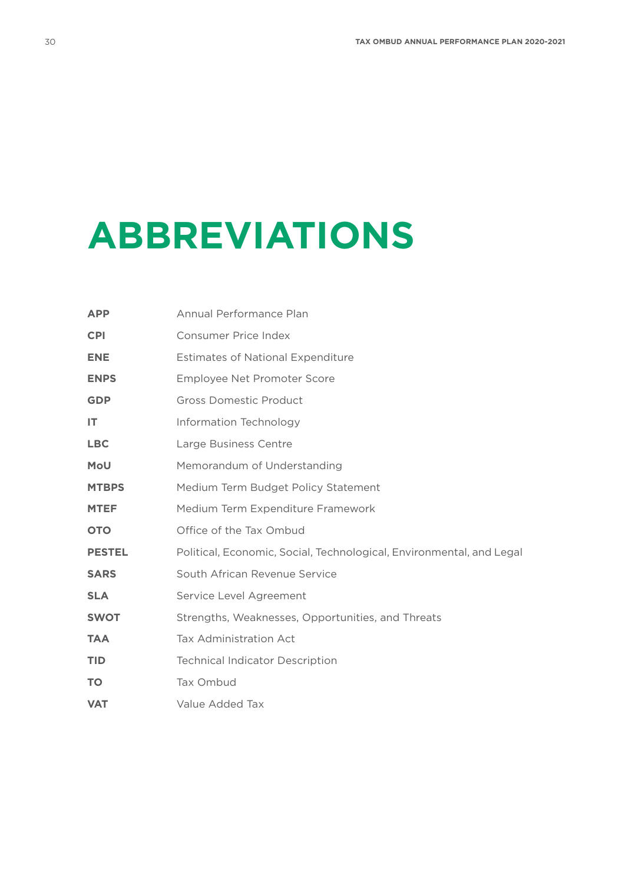# ABBREVIATIONS

| | |
|---|---|
| **APP** | Annual Performance Plan |
| **CPI** | Consumer Price Index |
| **ENE** | Estimates of National Expenditure |
| **ENPS** | Employee Net Promoter Score |
| **GDP** | Gross Domestic Product |
| **IT** | Information Technology |
| **LBC** | Large Business Centre |
| **MoU** | Memorandum of Understanding |
| **MTBPS** | Medium Term Budget Policy Statement |
| **MTEF** | Medium Term Expenditure Framework |
| **OTO** | Office of the Tax Ombud |
| **PESTEL** | Political, Economic, Social, Technological, Environmental, and Legal |
| **SARS** | South African Revenue Service |
| **SLA** | Service Level Agreement |
| **SWOT** | Strengths, Weaknesses, Opportunities, and Threats |
| **TAA** | Tax Administration Act |
| **TID** | Technical Indicator Description |
| **TO** | Tax Ombud |
| **VAT** | Value Added Tax |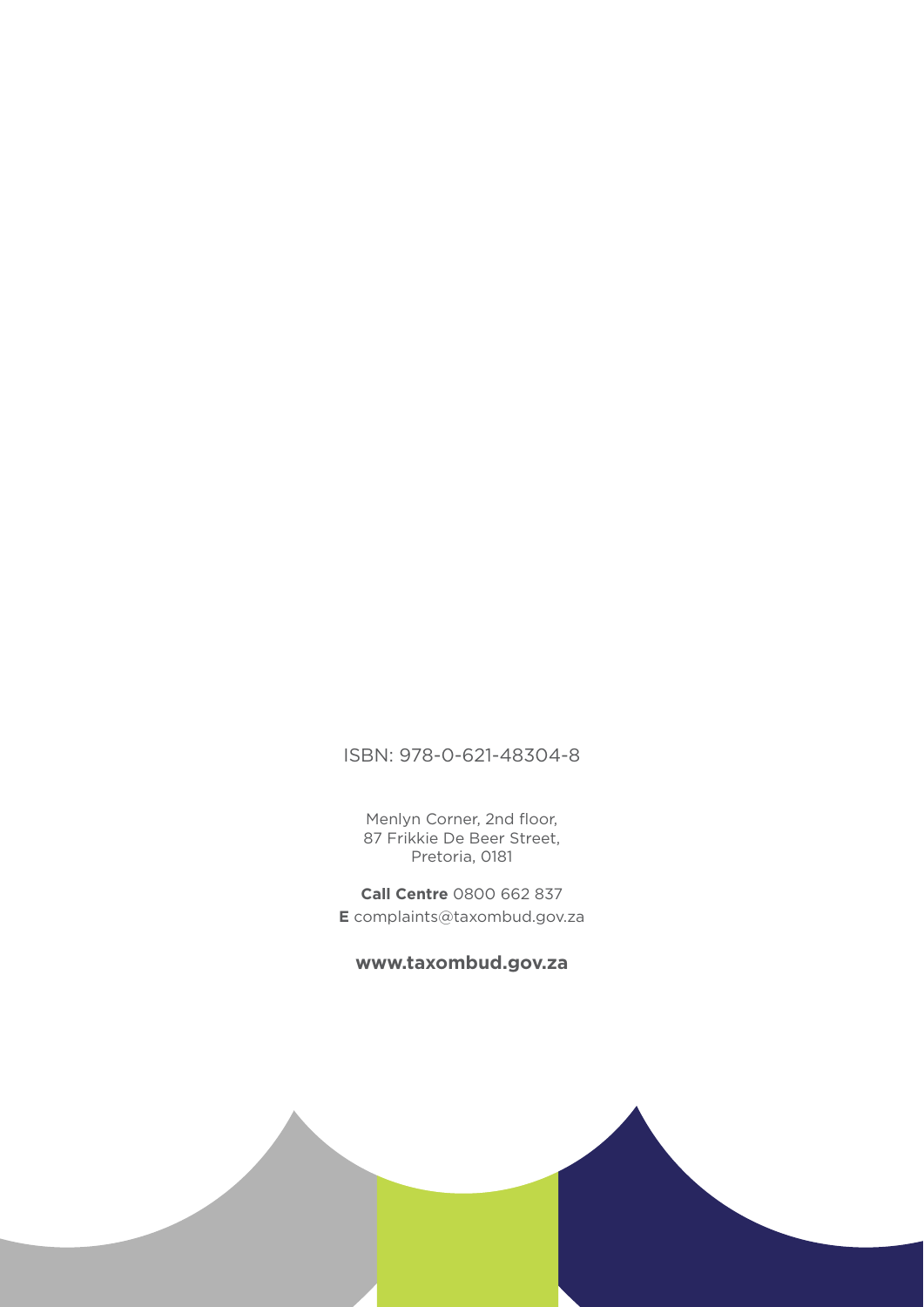ISBN: 978-0-621-48304-8

Menlyn Corner, 2nd floor,
87 Frikkie De Beer Street,
Pretoria, 0181

**Call Centre** 0800 662 837
**E** complaints@taxombud.gov.za

**www.taxombud.gov.za**